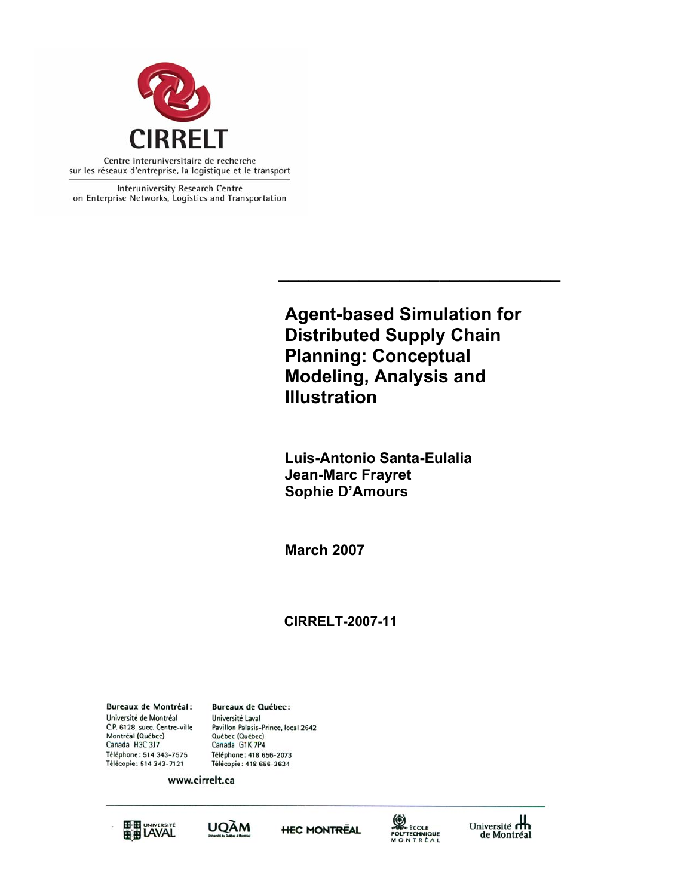**CIRRELT**

Centre interuniversitaire de recherche sur les réseaux d'entreprise, la logistique et le transport

Interuniversity Research Centre on Enterprise Networks, Logistics and Transportation

# Agent-based Simulation for Distributed Supply Chain Planning: Conceptual Modeling, Analysis and Illustration

**Luis-Antonio Santa-Eulalia**
**Jean-Marc Frayret**
**Sophie D'Amours**

**March 2007**

**CIRRELT-2007-11**

**Bureaux de Montréal :**
Université de Montréal
C.P. 6128, succ. Centre-ville
Montréal (Québec)
Canada H3C 3J7
Téléphone : 514 343-7575
Télécopie : 514 343-7121

**Bureaux de Québec :**
Université Laval
Pavillon Palasis-Prince, local 2642
Québec (Québec)
Canada G1K 7P4
Téléphone : 418 656-2073
Télécopie : 418 656-2624

www.cirrelt.ca

Université Laval · UQÀM · HEC Montréal · École Polytechnique Montréal · Université de Montréal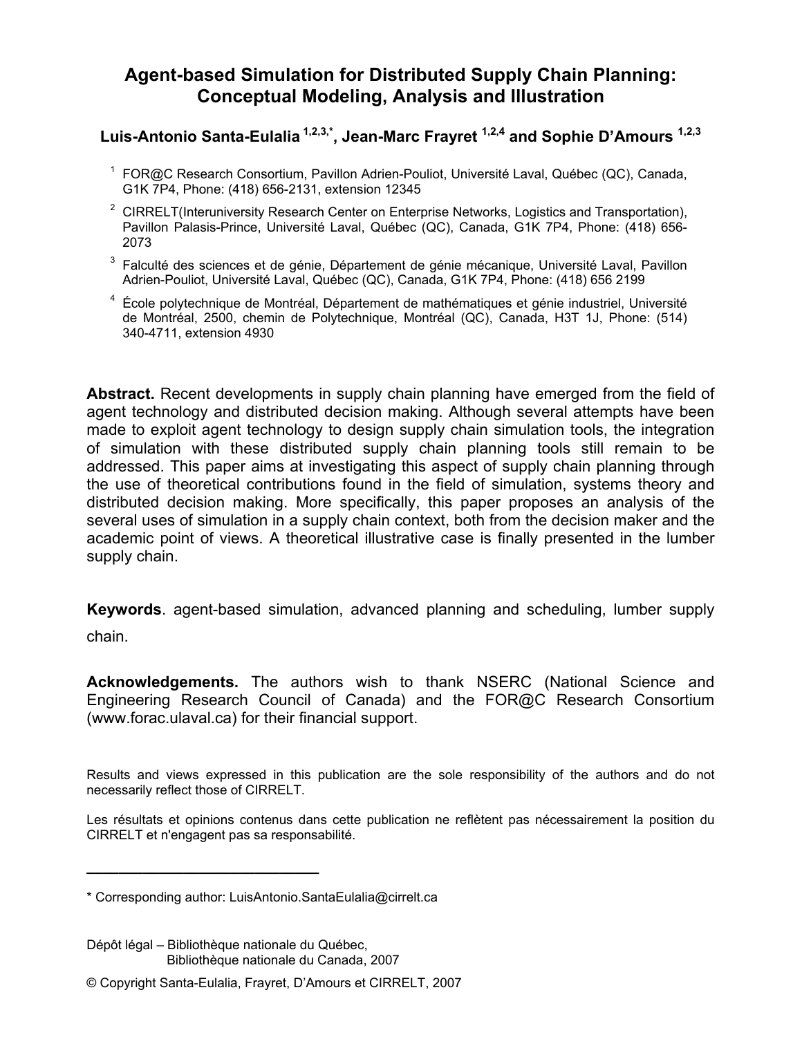# Agent-based Simulation for Distributed Supply Chain Planning: Conceptual Modeling, Analysis and Illustration

**Luis-Antonio Santa-Eulalia [1,2,3,*], Jean-Marc Frayret [1,2,4] and Sophie D'Amours [1,2,3]**

[1] FOR@C Research Consortium, Pavillon Adrien-Pouliot, Université Laval, Québec (QC), Canada, G1K 7P4, Phone: (418) 656-2131, extension 12345

[2] CIRRELT(Interuniversity Research Center on Enterprise Networks, Logistics and Transportation), Pavillon Palasis-Prince, Université Laval, Québec (QC), Canada, G1K 7P4, Phone: (418) 656-2073

[3] Falculté des sciences et de génie, Département de génie mécanique, Université Laval, Pavillon Adrien-Pouliot, Université Laval, Québec (QC), Canada, G1K 7P4, Phone: (418) 656 2199

[4] École polytechnique de Montréal, Département de mathématiques et génie industriel, Université de Montréal, 2500, chemin de Polytechnique, Montréal (QC), Canada, H3T 1J, Phone: (514) 340-4711, extension 4930

**Abstract.** Recent developments in supply chain planning have emerged from the field of agent technology and distributed decision making. Although several attempts have been made to exploit agent technology to design supply chain simulation tools, the integration of simulation with these distributed supply chain planning tools still remain to be addressed. This paper aims at investigating this aspect of supply chain planning through the use of theoretical contributions found in the field of simulation, systems theory and distributed decision making. More specifically, this paper proposes an analysis of the several uses of simulation in a supply chain context, both from the decision maker and the academic point of views. A theoretical illustrative case is finally presented in the lumber supply chain.

**Keywords**. agent-based simulation, advanced planning and scheduling, lumber supply chain.

**Acknowledgements.** The authors wish to thank NSERC (National Science and Engineering Research Council of Canada) and the FOR@C Research Consortium (www.forac.ulaval.ca) for their financial support.

Results and views expressed in this publication are the sole responsibility of the authors and do not necessarily reflect those of CIRRELT.

Les résultats et opinions contenus dans cette publication ne reflètent pas nécessairement la position du CIRRELT et n'engagent pas sa responsabilité.

---

\* Corresponding author: LuisAntonio.SantaEulalia@cirrelt.ca

Dépôt légal – Bibliothèque nationale du Québec,
Bibliothèque nationale du Canada, 2007

© Copyright Santa-Eulalia, Frayret, D'Amours et CIRRELT, 2007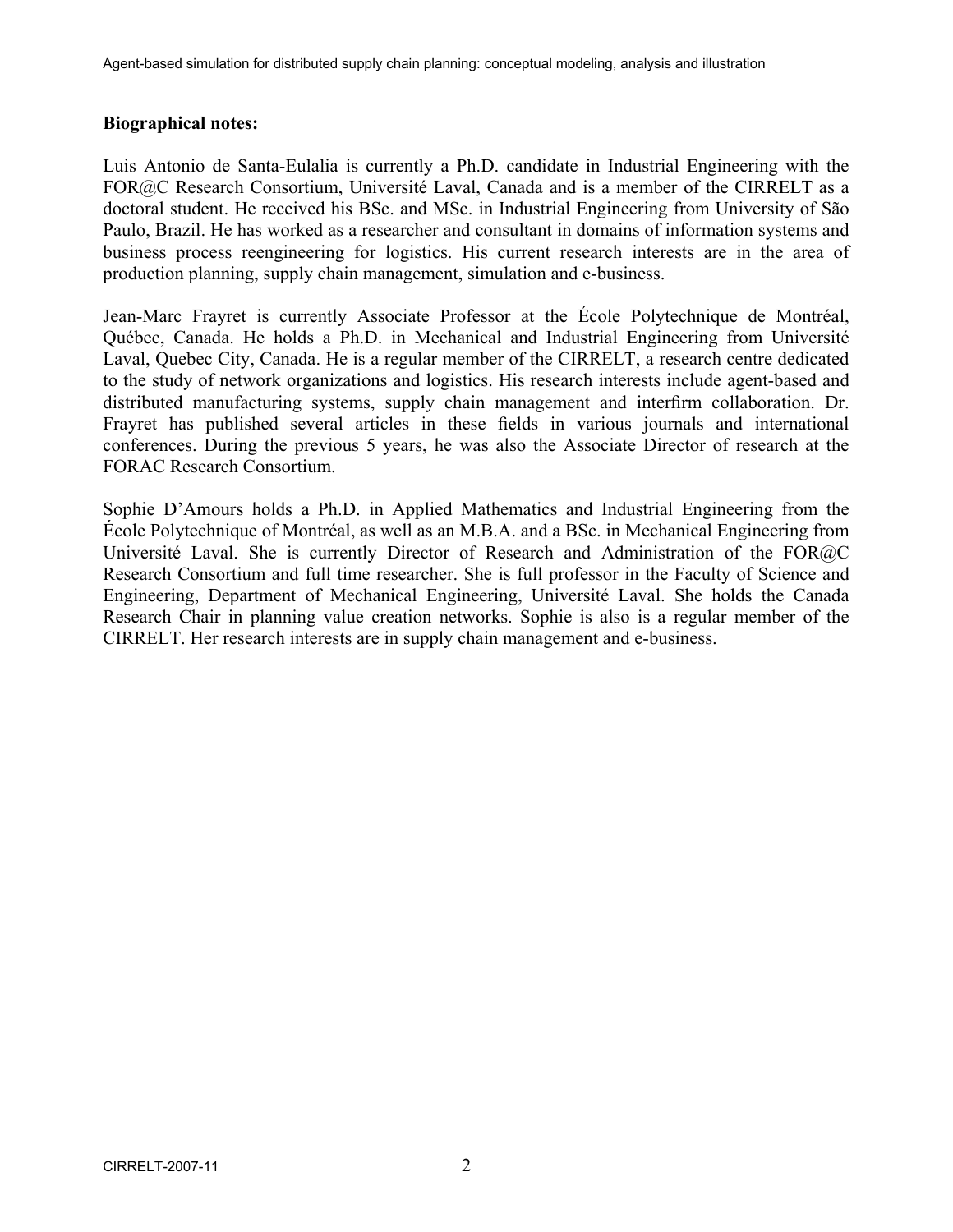**Biographical notes:**

Luis Antonio de Santa-Eulalia is currently a Ph.D. candidate in Industrial Engineering with the FOR@C Research Consortium, Université Laval, Canada and is a member of the CIRRELT as a doctoral student. He received his BSc. and MSc. in Industrial Engineering from University of São Paulo, Brazil. He has worked as a researcher and consultant in domains of information systems and business process reengineering for logistics. His current research interests are in the area of production planning, supply chain management, simulation and e-business.

Jean-Marc Frayret is currently Associate Professor at the École Polytechnique de Montréal, Québec, Canada. He holds a Ph.D. in Mechanical and Industrial Engineering from Université Laval, Quebec City, Canada. He is a regular member of the CIRRELT, a research centre dedicated to the study of network organizations and logistics. His research interests include agent-based and distributed manufacturing systems, supply chain management and interfirm collaboration. Dr. Frayret has published several articles in these fields in various journals and international conferences. During the previous 5 years, he was also the Associate Director of research at the FORAC Research Consortium.

Sophie D'Amours holds a Ph.D. in Applied Mathematics and Industrial Engineering from the École Polytechnique of Montréal, as well as an M.B.A. and a BSc. in Mechanical Engineering from Université Laval. She is currently Director of Research and Administration of the FOR@C Research Consortium and full time researcher. She is full professor in the Faculty of Science and Engineering, Department of Mechanical Engineering, Université Laval. She holds the Canada Research Chair in planning value creation networks. Sophie is also is a regular member of the CIRRELT. Her research interests are in supply chain management and e-business.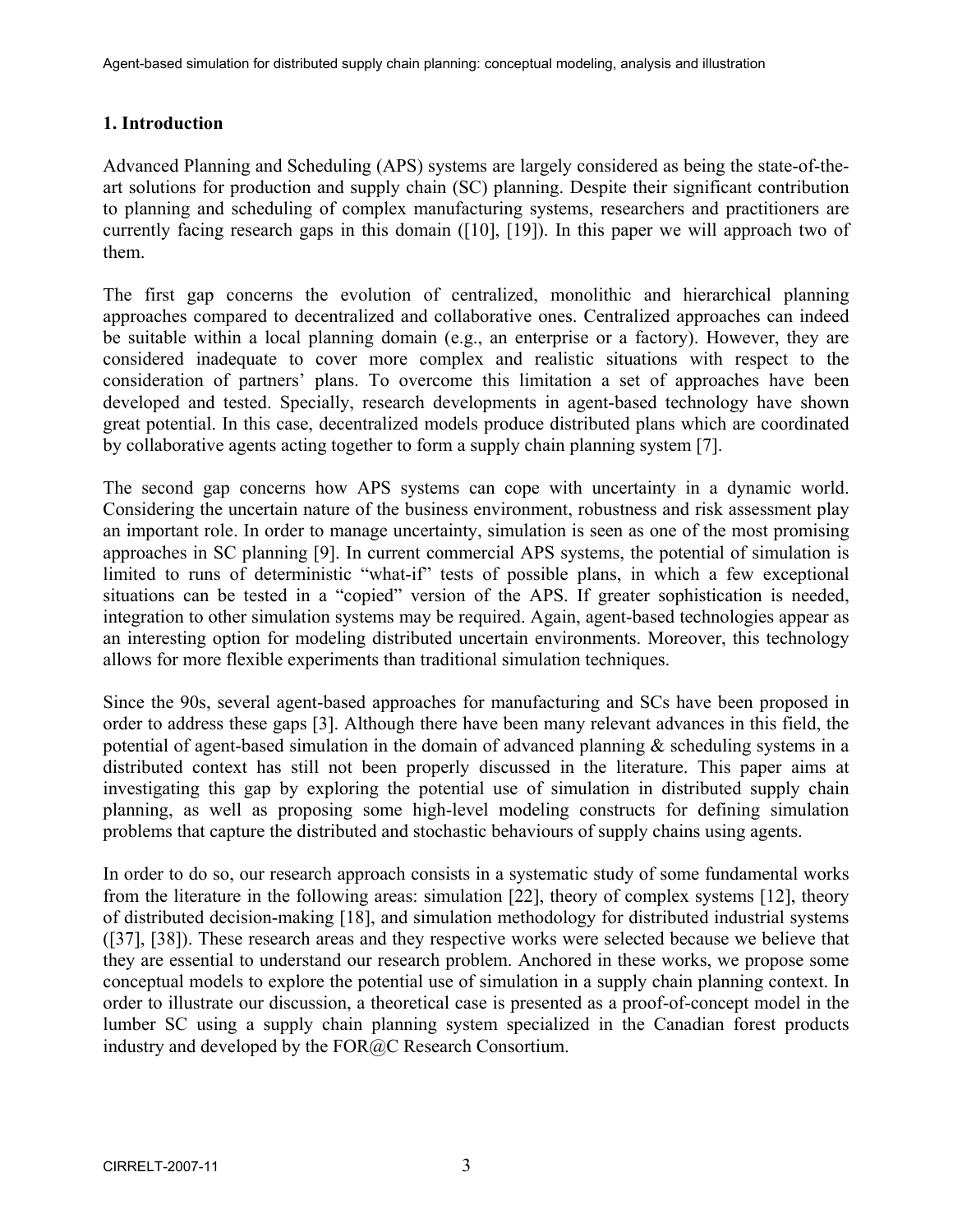## 1. Introduction

Advanced Planning and Scheduling (APS) systems are largely considered as being the state-of-the-art solutions for production and supply chain (SC) planning. Despite their significant contribution to planning and scheduling of complex manufacturing systems, researchers and practitioners are currently facing research gaps in this domain ([10], [19]). In this paper we will approach two of them.

The first gap concerns the evolution of centralized, monolithic and hierarchical planning approaches compared to decentralized and collaborative ones. Centralized approaches can indeed be suitable within a local planning domain (e.g., an enterprise or a factory). However, they are considered inadequate to cover more complex and realistic situations with respect to the consideration of partners' plans. To overcome this limitation a set of approaches have been developed and tested. Specially, research developments in agent-based technology have shown great potential. In this case, decentralized models produce distributed plans which are coordinated by collaborative agents acting together to form a supply chain planning system [7].

The second gap concerns how APS systems can cope with uncertainty in a dynamic world. Considering the uncertain nature of the business environment, robustness and risk assessment play an important role. In order to manage uncertainty, simulation is seen as one of the most promising approaches in SC planning [9]. In current commercial APS systems, the potential of simulation is limited to runs of deterministic "what-if" tests of possible plans, in which a few exceptional situations can be tested in a "copied" version of the APS. If greater sophistication is needed, integration to other simulation systems may be required. Again, agent-based technologies appear as an interesting option for modeling distributed uncertain environments. Moreover, this technology allows for more flexible experiments than traditional simulation techniques.

Since the 90s, several agent-based approaches for manufacturing and SCs have been proposed in order to address these gaps [3]. Although there have been many relevant advances in this field, the potential of agent-based simulation in the domain of advanced planning & scheduling systems in a distributed context has still not been properly discussed in the literature. This paper aims at investigating this gap by exploring the potential use of simulation in distributed supply chain planning, as well as proposing some high-level modeling constructs for defining simulation problems that capture the distributed and stochastic behaviours of supply chains using agents.

In order to do so, our research approach consists in a systematic study of some fundamental works from the literature in the following areas: simulation [22], theory of complex systems [12], theory of distributed decision-making [18], and simulation methodology for distributed industrial systems ([37], [38]). These research areas and they respective works were selected because we believe that they are essential to understand our research problem. Anchored in these works, we propose some conceptual models to explore the potential use of simulation in a supply chain planning context. In order to illustrate our discussion, a theoretical case is presented as a proof-of-concept model in the lumber SC using a supply chain planning system specialized in the Canadian forest products industry and developed by the FOR@C Research Consortium.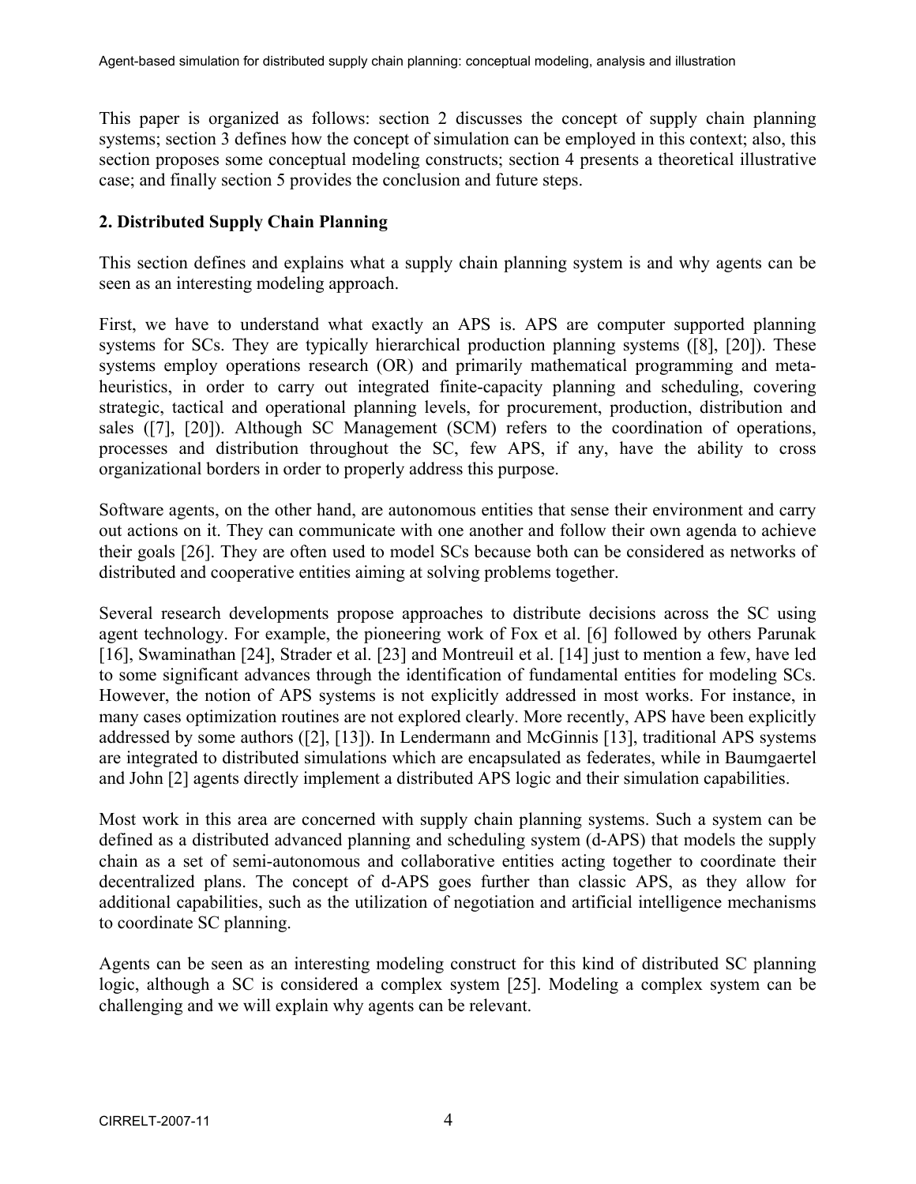This paper is organized as follows: section 2 discusses the concept of supply chain planning systems; section 3 defines how the concept of simulation can be employed in this context; also, this section proposes some conceptual modeling constructs; section 4 presents a theoretical illustrative case; and finally section 5 provides the conclusion and future steps.

## 2. Distributed Supply Chain Planning

This section defines and explains what a supply chain planning system is and why agents can be seen as an interesting modeling approach.

First, we have to understand what exactly an APS is. APS are computer supported planning systems for SCs. They are typically hierarchical production planning systems ([8], [20]). These systems employ operations research (OR) and primarily mathematical programming and meta-heuristics, in order to carry out integrated finite-capacity planning and scheduling, covering strategic, tactical and operational planning levels, for procurement, production, distribution and sales ([7], [20]). Although SC Management (SCM) refers to the coordination of operations, processes and distribution throughout the SC, few APS, if any, have the ability to cross organizational borders in order to properly address this purpose.

Software agents, on the other hand, are autonomous entities that sense their environment and carry out actions on it. They can communicate with one another and follow their own agenda to achieve their goals [26]. They are often used to model SCs because both can be considered as networks of distributed and cooperative entities aiming at solving problems together.

Several research developments propose approaches to distribute decisions across the SC using agent technology. For example, the pioneering work of Fox et al. [6] followed by others Parunak [16], Swaminathan [24], Strader et al. [23] and Montreuil et al. [14] just to mention a few, have led to some significant advances through the identification of fundamental entities for modeling SCs. However, the notion of APS systems is not explicitly addressed in most works. For instance, in many cases optimization routines are not explored clearly. More recently, APS have been explicitly addressed by some authors ([2], [13]). In Lendermann and McGinnis [13], traditional APS systems are integrated to distributed simulations which are encapsulated as federates, while in Baumgaertel and John [2] agents directly implement a distributed APS logic and their simulation capabilities.

Most work in this area are concerned with supply chain planning systems. Such a system can be defined as a distributed advanced planning and scheduling system (d-APS) that models the supply chain as a set of semi-autonomous and collaborative entities acting together to coordinate their decentralized plans. The concept of d-APS goes further than classic APS, as they allow for additional capabilities, such as the utilization of negotiation and artificial intelligence mechanisms to coordinate SC planning.

Agents can be seen as an interesting modeling construct for this kind of distributed SC planning logic, although a SC is considered a complex system [25]. Modeling a complex system can be challenging and we will explain why agents can be relevant.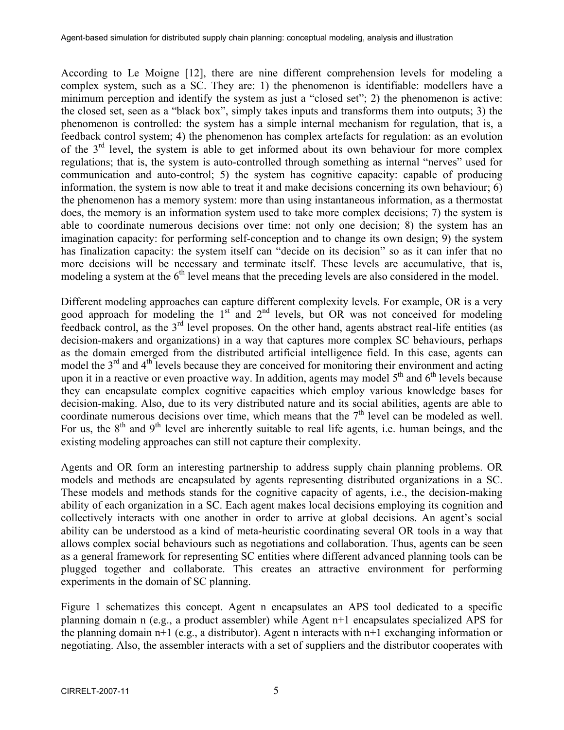According to Le Moigne [12], there are nine different comprehension levels for modeling a complex system, such as a SC. They are: 1) the phenomenon is identifiable: modellers have a minimum perception and identify the system as just a "closed set"; 2) the phenomenon is active: the closed set, seen as a "black box", simply takes inputs and transforms them into outputs; 3) the phenomenon is controlled: the system has a simple internal mechanism for regulation, that is, a feedback control system; 4) the phenomenon has complex artefacts for regulation: as an evolution of the 3rd level, the system is able to get informed about its own behaviour for more complex regulations; that is, the system is auto-controlled through something as internal "nerves" used for communication and auto-control; 5) the system has cognitive capacity: capable of producing information, the system is now able to treat it and make decisions concerning its own behaviour; 6) the phenomenon has a memory system: more than using instantaneous information, as a thermostat does, the memory is an information system used to take more complex decisions; 7) the system is able to coordinate numerous decisions over time: not only one decision; 8) the system has an imagination capacity: for performing self-conception and to change its own design; 9) the system has finalization capacity: the system itself can "decide on its decision" so as it can infer that no more decisions will be necessary and terminate itself. These levels are accumulative, that is, modeling a system at the 6th level means that the preceding levels are also considered in the model.

Different modeling approaches can capture different complexity levels. For example, OR is a very good approach for modeling the 1st and 2nd levels, but OR was not conceived for modeling feedback control, as the 3rd level proposes. On the other hand, agents abstract real-life entities (as decision-makers and organizations) in a way that captures more complex SC behaviours, perhaps as the domain emerged from the distributed artificial intelligence field. In this case, agents can model the 3rd and 4th levels because they are conceived for monitoring their environment and acting upon it in a reactive or even proactive way. In addition, agents may model 5th and 6th levels because they can encapsulate complex cognitive capacities which employ various knowledge bases for decision-making. Also, due to its very distributed nature and its social abilities, agents are able to coordinate numerous decisions over time, which means that the 7th level can be modeled as well. For us, the 8th and 9th level are inherently suitable to real life agents, i.e. human beings, and the existing modeling approaches can still not capture their complexity.

Agents and OR form an interesting partnership to address supply chain planning problems. OR models and methods are encapsulated by agents representing distributed organizations in a SC. These models and methods stands for the cognitive capacity of agents, i.e., the decision-making ability of each organization in a SC. Each agent makes local decisions employing its cognition and collectively interacts with one another in order to arrive at global decisions. An agent's social ability can be understood as a kind of meta-heuristic coordinating several OR tools in a way that allows complex social behaviours such as negotiations and collaboration. Thus, agents can be seen as a general framework for representing SC entities where different advanced planning tools can be plugged together and collaborate. This creates an attractive environment for performing experiments in the domain of SC planning.

Figure 1 schematizes this concept. Agent n encapsulates an APS tool dedicated to a specific planning domain n (e.g., a product assembler) while Agent n+1 encapsulates specialized APS for the planning domain n+1 (e.g., a distributor). Agent n interacts with n+1 exchanging information or negotiating. Also, the assembler interacts with a set of suppliers and the distributor cooperates with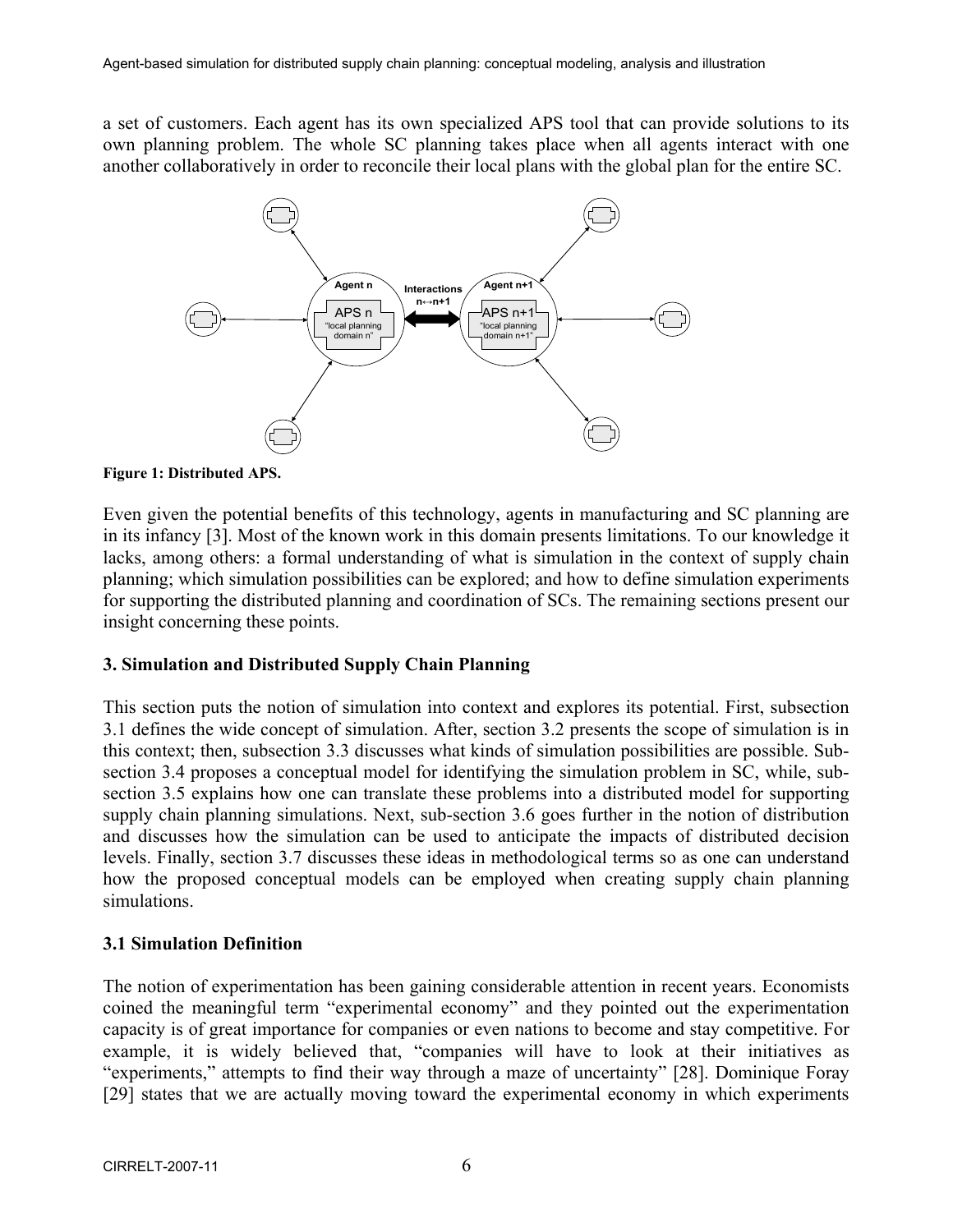a set of customers. Each agent has its own specialized APS tool that can provide solutions to its own planning problem. The whole SC planning takes place when all agents interact with one another collaboratively in order to reconcile their local plans with the global plan for the entire SC.

**Figure 1: Distributed APS.**

Even given the potential benefits of this technology, agents in manufacturing and SC planning are in its infancy [3]. Most of the known work in this domain presents limitations. To our knowledge it lacks, among others: a formal understanding of what is simulation in the context of supply chain planning; which simulation possibilities can be explored; and how to define simulation experiments for supporting the distributed planning and coordination of SCs. The remaining sections present our insight concerning these points.

## 3. Simulation and Distributed Supply Chain Planning

This section puts the notion of simulation into context and explores its potential. First, subsection 3.1 defines the wide concept of simulation. After, section 3.2 presents the scope of simulation is in this context; then, subsection 3.3 discusses what kinds of simulation possibilities are possible. Sub-section 3.4 proposes a conceptual model for identifying the simulation problem in SC, while, sub-section 3.5 explains how one can translate these problems into a distributed model for supporting supply chain planning simulations. Next, sub-section 3.6 goes further in the notion of distribution and discusses how the simulation can be used to anticipate the impacts of distributed decision levels. Finally, section 3.7 discusses these ideas in methodological terms so as one can understand how the proposed conceptual models can be employed when creating supply chain planning simulations.

### 3.1 Simulation Definition

The notion of experimentation has been gaining considerable attention in recent years. Economists coined the meaningful term "experimental economy" and they pointed out the experimentation capacity is of great importance for companies or even nations to become and stay competitive. For example, it is widely believed that, "companies will have to look at their initiatives as "experiments," attempts to find their way through a maze of uncertainty" [28]. Dominique Foray [29] states that we are actually moving toward the experimental economy in which experiments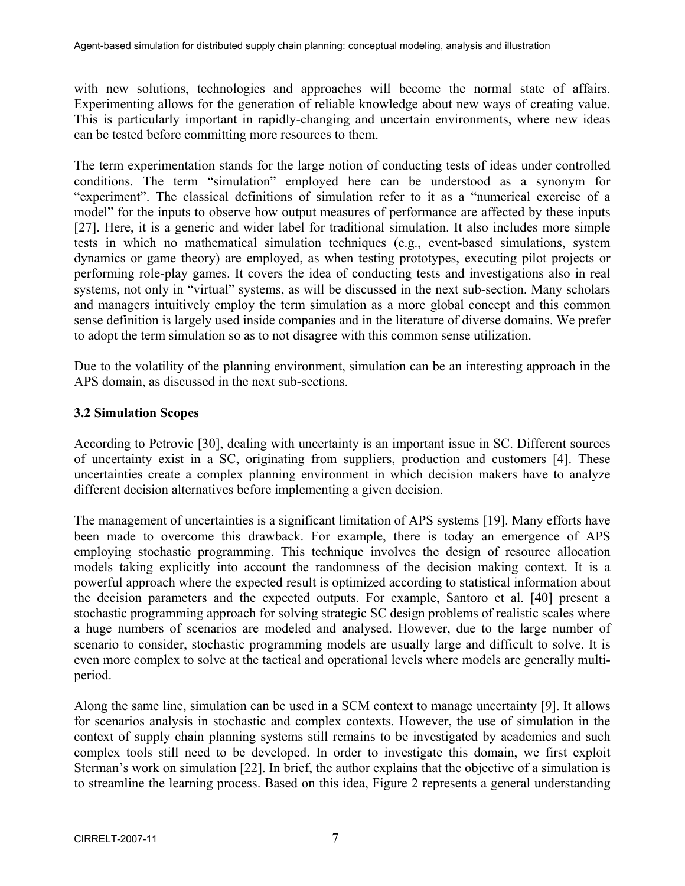with new solutions, technologies and approaches will become the normal state of affairs. Experimenting allows for the generation of reliable knowledge about new ways of creating value. This is particularly important in rapidly-changing and uncertain environments, where new ideas can be tested before committing more resources to them.

The term experimentation stands for the large notion of conducting tests of ideas under controlled conditions. The term "simulation" employed here can be understood as a synonym for "experiment". The classical definitions of simulation refer to it as a "numerical exercise of a model" for the inputs to observe how output measures of performance are affected by these inputs [27]. Here, it is a generic and wider label for traditional simulation. It also includes more simple tests in which no mathematical simulation techniques (e.g., event-based simulations, system dynamics or game theory) are employed, as when testing prototypes, executing pilot projects or performing role-play games. It covers the idea of conducting tests and investigations also in real systems, not only in "virtual" systems, as will be discussed in the next sub-section. Many scholars and managers intuitively employ the term simulation as a more global concept and this common sense definition is largely used inside companies and in the literature of diverse domains. We prefer to adopt the term simulation so as to not disagree with this common sense utilization.

Due to the volatility of the planning environment, simulation can be an interesting approach in the APS domain, as discussed in the next sub-sections.

### 3.2 Simulation Scopes

According to Petrovic [30], dealing with uncertainty is an important issue in SC. Different sources of uncertainty exist in a SC, originating from suppliers, production and customers [4]. These uncertainties create a complex planning environment in which decision makers have to analyze different decision alternatives before implementing a given decision.

The management of uncertainties is a significant limitation of APS systems [19]. Many efforts have been made to overcome this drawback. For example, there is today an emergence of APS employing stochastic programming. This technique involves the design of resource allocation models taking explicitly into account the randomness of the decision making context. It is a powerful approach where the expected result is optimized according to statistical information about the decision parameters and the expected outputs. For example, Santoro et al. [40] present a stochastic programming approach for solving strategic SC design problems of realistic scales where a huge numbers of scenarios are modeled and analysed. However, due to the large number of scenario to consider, stochastic programming models are usually large and difficult to solve. It is even more complex to solve at the tactical and operational levels where models are generally multi-period.

Along the same line, simulation can be used in a SCM context to manage uncertainty [9]. It allows for scenarios analysis in stochastic and complex contexts. However, the use of simulation in the context of supply chain planning systems still remains to be investigated by academics and such complex tools still need to be developed. In order to investigate this domain, we first exploit Sterman's work on simulation [22]. In brief, the author explains that the objective of a simulation is to streamline the learning process. Based on this idea, Figure 2 represents a general understanding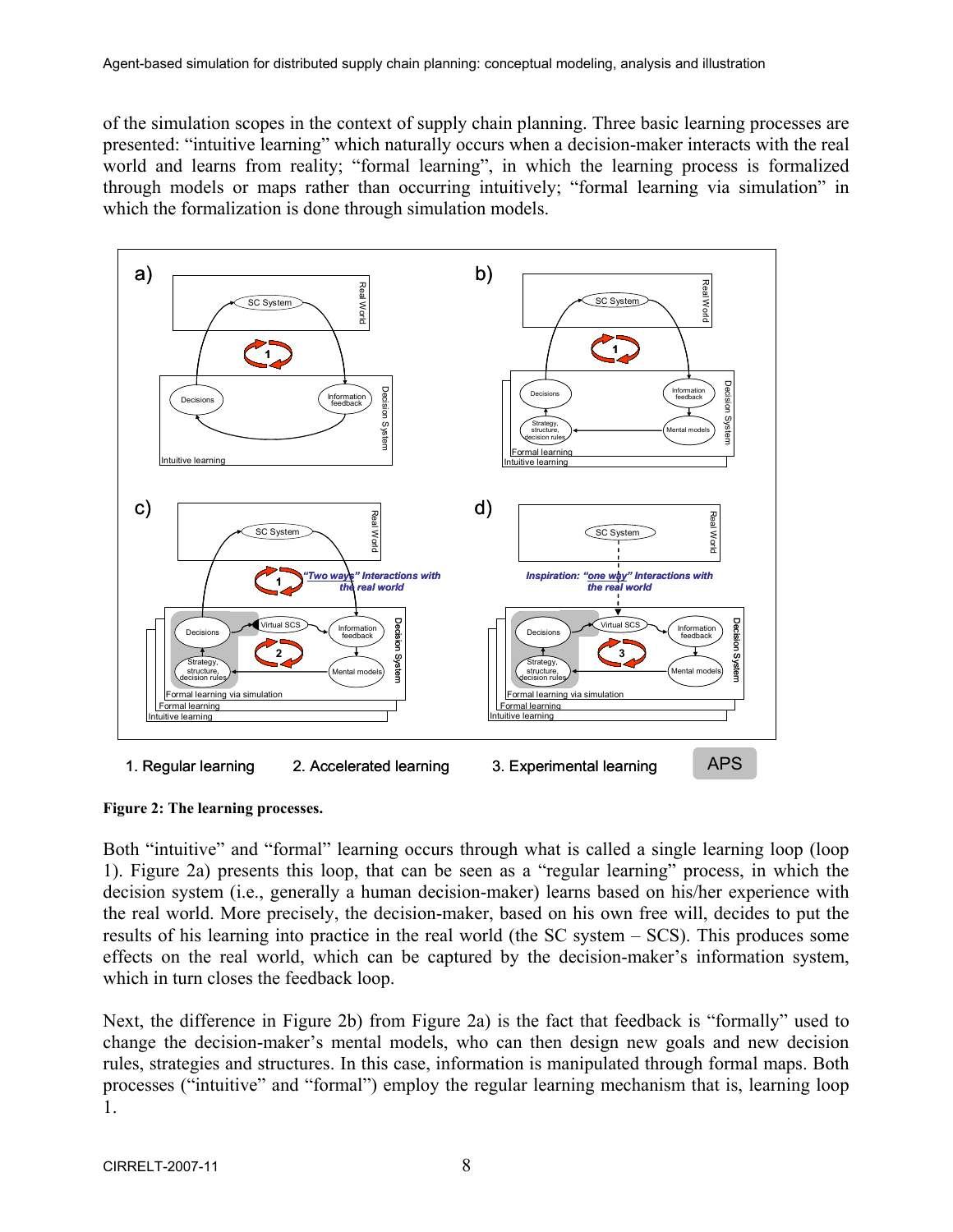of the simulation scopes in the context of supply chain planning. Three basic learning processes are presented: "intuitive learning" which naturally occurs when a decision-maker interacts with the real world and learns from reality; "formal learning", in which the learning process is formalized through models or maps rather than occurring intuitively; "formal learning via simulation" in which the formalization is done through simulation models.

**Figure 2: The learning processes.**

Both "intuitive" and "formal" learning occurs through what is called a single learning loop (loop 1). Figure 2a) presents this loop, that can be seen as a "regular learning" process, in which the decision system (i.e., generally a human decision-maker) learns based on his/her experience with the real world. More precisely, the decision-maker, based on his own free will, decides to put the results of his learning into practice in the real world (the SC system – SCS). This produces some effects on the real world, which can be captured by the decision-maker's information system, which in turn closes the feedback loop.

Next, the difference in Figure 2b) from Figure 2a) is the fact that feedback is "formally" used to change the decision-maker's mental models, who can then design new goals and new decision rules, strategies and structures. In this case, information is manipulated through formal maps. Both processes ("intuitive" and "formal") employ the regular learning mechanism that is, learning loop 1.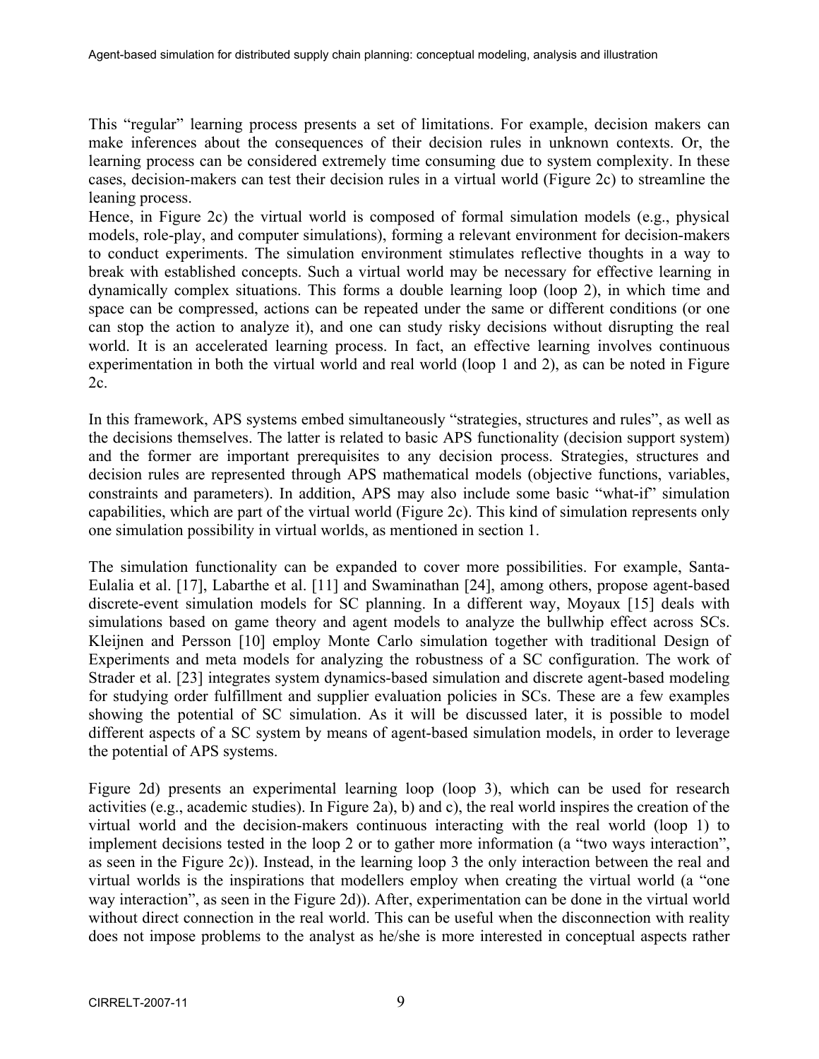This "regular" learning process presents a set of limitations. For example, decision makers can make inferences about the consequences of their decision rules in unknown contexts. Or, the learning process can be considered extremely time consuming due to system complexity. In these cases, decision-makers can test their decision rules in a virtual world (Figure 2c) to streamline the leaning process.

Hence, in Figure 2c) the virtual world is composed of formal simulation models (e.g., physical models, role-play, and computer simulations), forming a relevant environment for decision-makers to conduct experiments. The simulation environment stimulates reflective thoughts in a way to break with established concepts. Such a virtual world may be necessary for effective learning in dynamically complex situations. This forms a double learning loop (loop 2), in which time and space can be compressed, actions can be repeated under the same or different conditions (or one can stop the action to analyze it), and one can study risky decisions without disrupting the real world. It is an accelerated learning process. In fact, an effective learning involves continuous experimentation in both the virtual world and real world (loop 1 and 2), as can be noted in Figure 2c.

In this framework, APS systems embed simultaneously "strategies, structures and rules", as well as the decisions themselves. The latter is related to basic APS functionality (decision support system) and the former are important prerequisites to any decision process. Strategies, structures and decision rules are represented through APS mathematical models (objective functions, variables, constraints and parameters). In addition, APS may also include some basic "what-if" simulation capabilities, which are part of the virtual world (Figure 2c). This kind of simulation represents only one simulation possibility in virtual worlds, as mentioned in section 1.

The simulation functionality can be expanded to cover more possibilities. For example, Santa-Eulalia et al. [17], Labarthe et al. [11] and Swaminathan [24], among others, propose agent-based discrete-event simulation models for SC planning. In a different way, Moyaux [15] deals with simulations based on game theory and agent models to analyze the bullwhip effect across SCs. Kleijnen and Persson [10] employ Monte Carlo simulation together with traditional Design of Experiments and meta models for analyzing the robustness of a SC configuration. The work of Strader et al. [23] integrates system dynamics-based simulation and discrete agent-based modeling for studying order fulfillment and supplier evaluation policies in SCs. These are a few examples showing the potential of SC simulation. As it will be discussed later, it is possible to model different aspects of a SC system by means of agent-based simulation models, in order to leverage the potential of APS systems.

Figure 2d) presents an experimental learning loop (loop 3), which can be used for research activities (e.g., academic studies). In Figure 2a), b) and c), the real world inspires the creation of the virtual world and the decision-makers continuous interacting with the real world (loop 1) to implement decisions tested in the loop 2 or to gather more information (a "two ways interaction", as seen in the Figure 2c)). Instead, in the learning loop 3 the only interaction between the real and virtual worlds is the inspirations that modellers employ when creating the virtual world (a "one way interaction", as seen in the Figure 2d)). After, experimentation can be done in the virtual world without direct connection in the real world. This can be useful when the disconnection with reality does not impose problems to the analyst as he/she is more interested in conceptual aspects rather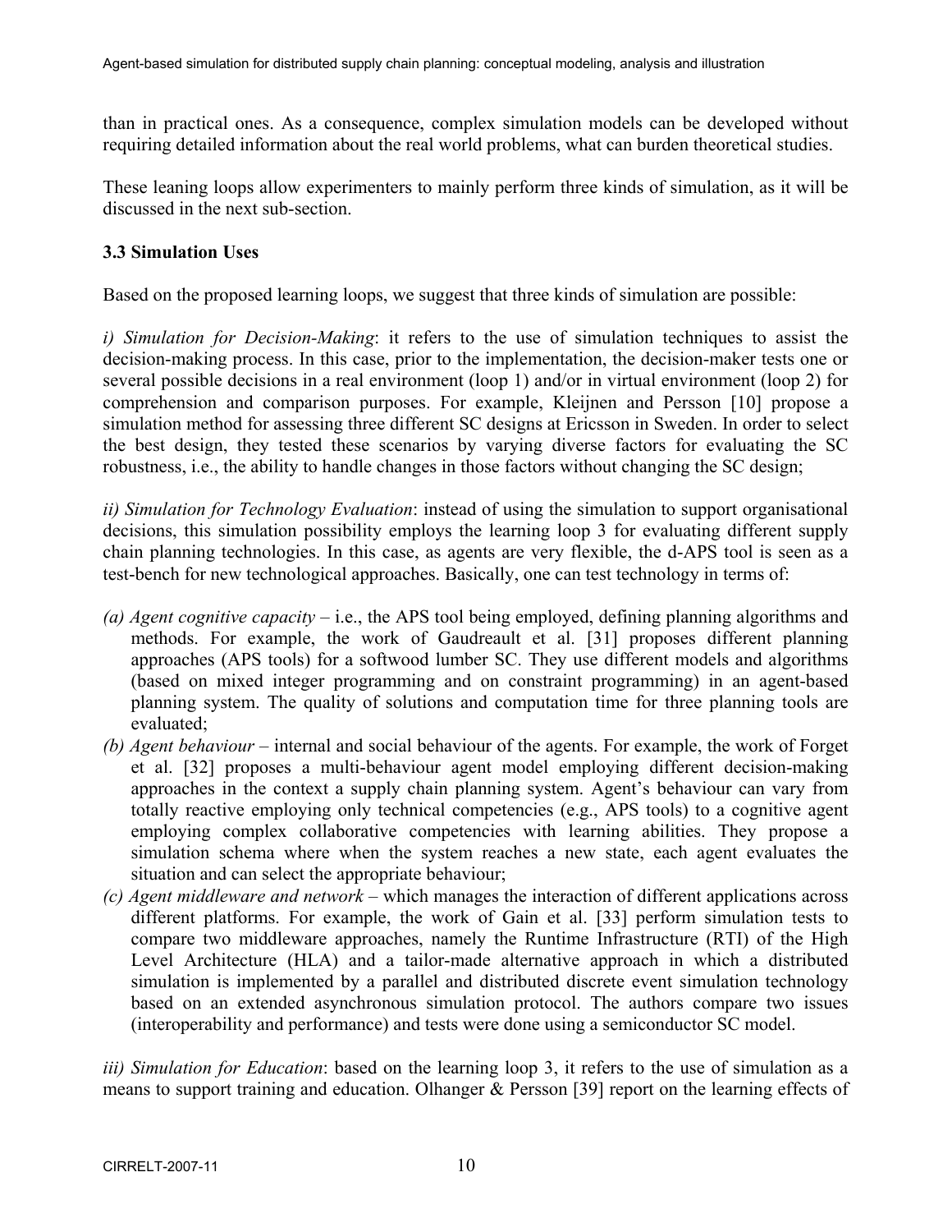than in practical ones. As a consequence, complex simulation models can be developed without requiring detailed information about the real world problems, what can burden theoretical studies.

These leaning loops allow experimenters to mainly perform three kinds of simulation, as it will be discussed in the next sub-section.

### 3.3 Simulation Uses

Based on the proposed learning loops, we suggest that three kinds of simulation are possible:

*i) Simulation for Decision-Making*: it refers to the use of simulation techniques to assist the decision-making process. In this case, prior to the implementation, the decision-maker tests one or several possible decisions in a real environment (loop 1) and/or in virtual environment (loop 2) for comprehension and comparison purposes. For example, Kleijnen and Persson [10] propose a simulation method for assessing three different SC designs at Ericsson in Sweden. In order to select the best design, they tested these scenarios by varying diverse factors for evaluating the SC robustness, i.e., the ability to handle changes in those factors without changing the SC design;

*ii) Simulation for Technology Evaluation*: instead of using the simulation to support organisational decisions, this simulation possibility employs the learning loop 3 for evaluating different supply chain planning technologies. In this case, as agents are very flexible, the d-APS tool is seen as a test-bench for new technological approaches. Basically, one can test technology in terms of:

- *(a) Agent cognitive capacity* – i.e., the APS tool being employed, defining planning algorithms and methods. For example, the work of Gaudreault et al. [31] proposes different planning approaches (APS tools) for a softwood lumber SC. They use different models and algorithms (based on mixed integer programming and on constraint programming) in an agent-based planning system. The quality of solutions and computation time for three planning tools are evaluated;
- *(b) Agent behaviour* – internal and social behaviour of the agents. For example, the work of Forget et al. [32] proposes a multi-behaviour agent model employing different decision-making approaches in the context a supply chain planning system. Agent's behaviour can vary from totally reactive employing only technical competencies (e.g., APS tools) to a cognitive agent employing complex collaborative competencies with learning abilities. They propose a simulation schema where when the system reaches a new state, each agent evaluates the situation and can select the appropriate behaviour;
- *(c) Agent middleware and network* – which manages the interaction of different applications across different platforms. For example, the work of Gain et al. [33] perform simulation tests to compare two middleware approaches, namely the Runtime Infrastructure (RTI) of the High Level Architecture (HLA) and a tailor-made alternative approach in which a distributed simulation is implemented by a parallel and distributed discrete event simulation technology based on an extended asynchronous simulation protocol. The authors compare two issues (interoperability and performance) and tests were done using a semiconductor SC model.

*iii) Simulation for Education*: based on the learning loop 3, it refers to the use of simulation as a means to support training and education. Olhanger & Persson [39] report on the learning effects of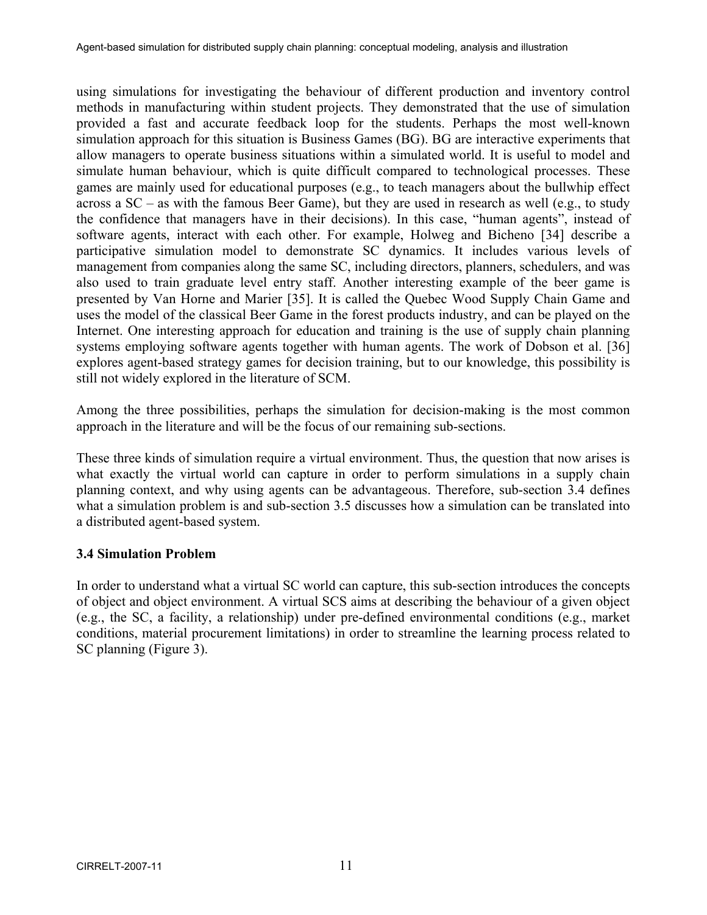using simulations for investigating the behaviour of different production and inventory control methods in manufacturing within student projects. They demonstrated that the use of simulation provided a fast and accurate feedback loop for the students. Perhaps the most well-known simulation approach for this situation is Business Games (BG). BG are interactive experiments that allow managers to operate business situations within a simulated world. It is useful to model and simulate human behaviour, which is quite difficult compared to technological processes. These games are mainly used for educational purposes (e.g., to teach managers about the bullwhip effect across a SC – as with the famous Beer Game), but they are used in research as well (e.g., to study the confidence that managers have in their decisions). In this case, "human agents", instead of software agents, interact with each other. For example, Holweg and Bicheno [34] describe a participative simulation model to demonstrate SC dynamics. It includes various levels of management from companies along the same SC, including directors, planners, schedulers, and was also used to train graduate level entry staff. Another interesting example of the beer game is presented by Van Horne and Marier [35]. It is called the Quebec Wood Supply Chain Game and uses the model of the classical Beer Game in the forest products industry, and can be played on the Internet. One interesting approach for education and training is the use of supply chain planning systems employing software agents together with human agents. The work of Dobson et al. [36] explores agent-based strategy games for decision training, but to our knowledge, this possibility is still not widely explored in the literature of SCM.

Among the three possibilities, perhaps the simulation for decision-making is the most common approach in the literature and will be the focus of our remaining sub-sections.

These three kinds of simulation require a virtual environment. Thus, the question that now arises is what exactly the virtual world can capture in order to perform simulations in a supply chain planning context, and why using agents can be advantageous. Therefore, sub-section 3.4 defines what a simulation problem is and sub-section 3.5 discusses how a simulation can be translated into a distributed agent-based system.

### 3.4 Simulation Problem

In order to understand what a virtual SC world can capture, this sub-section introduces the concepts of object and object environment. A virtual SCS aims at describing the behaviour of a given object (e.g., the SC, a facility, a relationship) under pre-defined environmental conditions (e.g., market conditions, material procurement limitations) in order to streamline the learning process related to SC planning (Figure 3).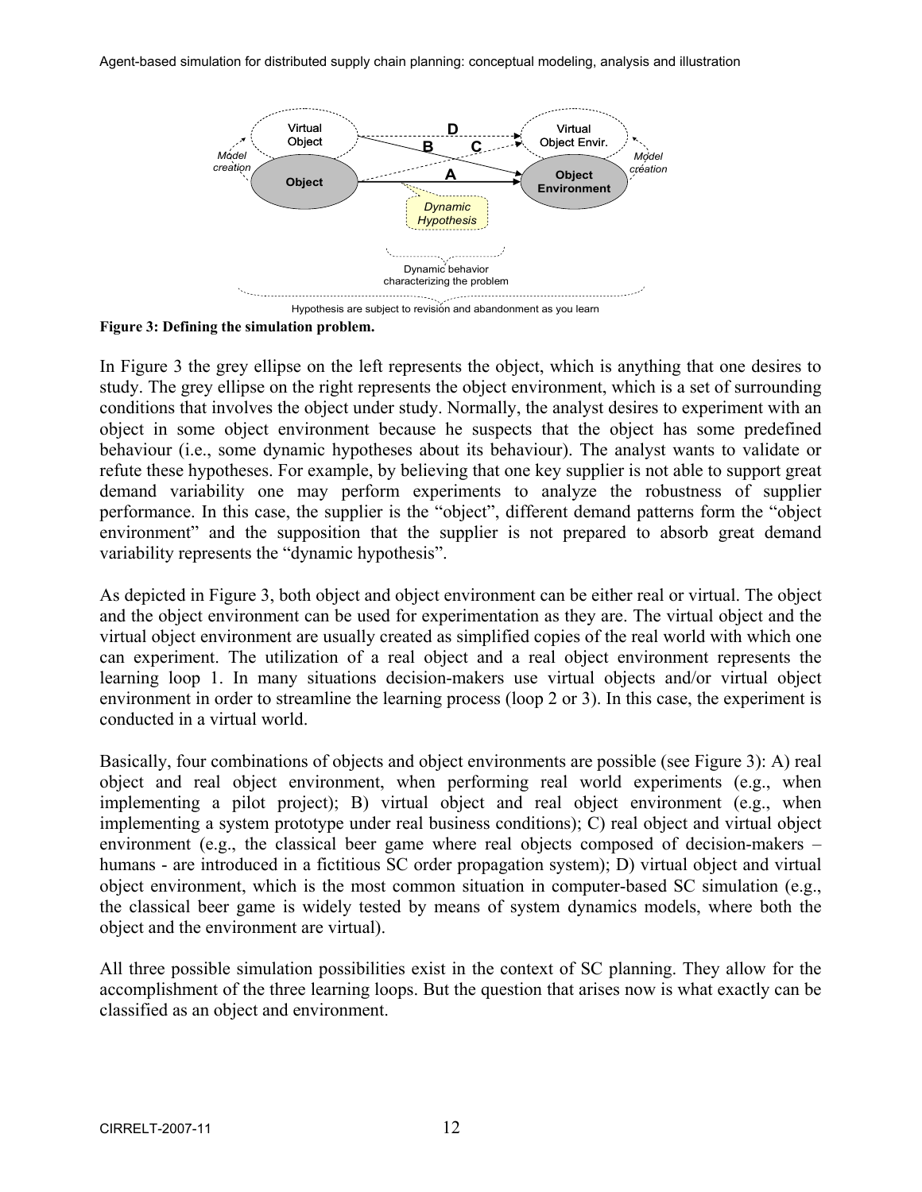Figure 3: Defining the simulation problem.

In Figure 3 the grey ellipse on the left represents the object, which is anything that one desires to study. The grey ellipse on the right represents the object environment, which is a set of surrounding conditions that involves the object under study. Normally, the analyst desires to experiment with an object in some object environment because he suspects that the object has some predefined behaviour (i.e., some dynamic hypotheses about its behaviour). The analyst wants to validate or refute these hypotheses. For example, by believing that one key supplier is not able to support great demand variability one may perform experiments to analyze the robustness of supplier performance. In this case, the supplier is the "object", different demand patterns form the "object environment" and the supposition that the supplier is not prepared to absorb great demand variability represents the "dynamic hypothesis".

As depicted in Figure 3, both object and object environment can be either real or virtual. The object and the object environment can be used for experimentation as they are. The virtual object and the virtual object environment are usually created as simplified copies of the real world with which one can experiment. The utilization of a real object and a real object environment represents the learning loop 1. In many situations decision-makers use virtual objects and/or virtual object environment in order to streamline the learning process (loop 2 or 3). In this case, the experiment is conducted in a virtual world.

Basically, four combinations of objects and object environments are possible (see Figure 3): A) real object and real object environment, when performing real world experiments (e.g., when implementing a pilot project); B) virtual object and real object environment (e.g., when implementing a system prototype under real business conditions); C) real object and virtual object environment (e.g., the classical beer game where real objects composed of decision-makers – humans - are introduced in a fictitious SC order propagation system); D) virtual object and virtual object environment, which is the most common situation in computer-based SC simulation (e.g., the classical beer game is widely tested by means of system dynamics models, where both the object and the environment are virtual).

All three possible simulation possibilities exist in the context of SC planning. They allow for the accomplishment of the three learning loops. But the question that arises now is what exactly can be classified as an object and environment.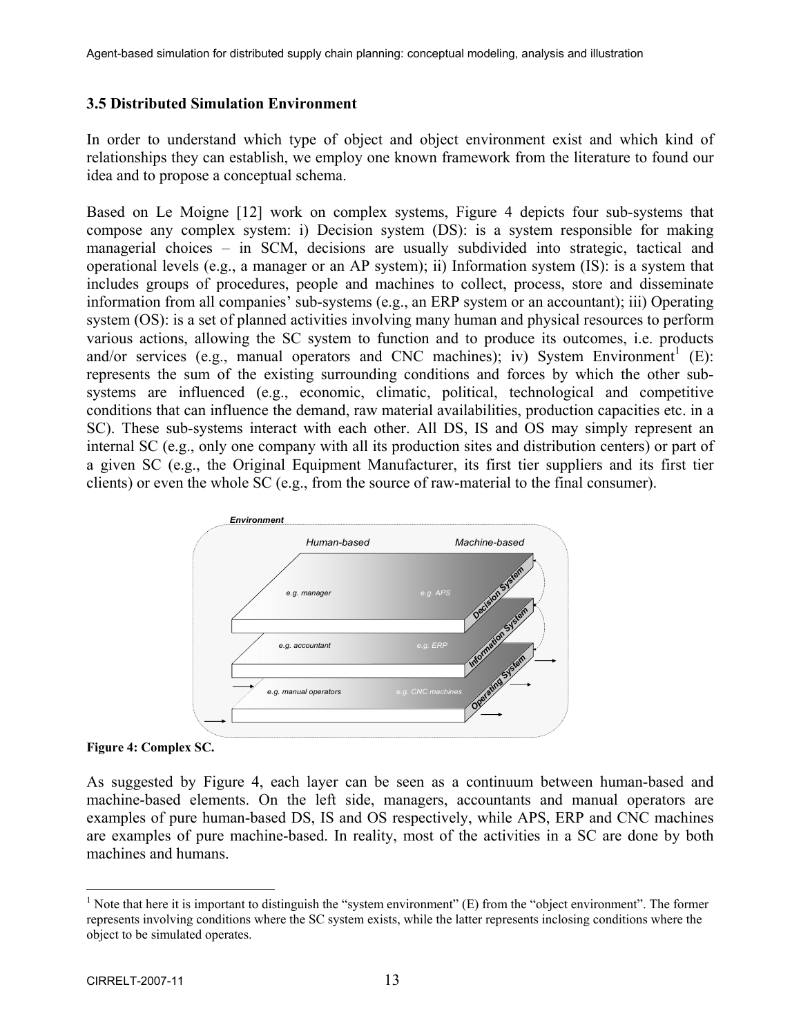### 3.5 Distributed Simulation Environment

In order to understand which type of object and object environment exist and which kind of relationships they can establish, we employ one known framework from the literature to found our idea and to propose a conceptual schema.

Based on Le Moigne [12] work on complex systems, Figure 4 depicts four sub-systems that compose any complex system: i) Decision system (DS): is a system responsible for making managerial choices – in SCM, decisions are usually subdivided into strategic, tactical and operational levels (e.g., a manager or an AP system); ii) Information system (IS): is a system that includes groups of procedures, people and machines to collect, process, store and disseminate information from all companies' sub-systems (e.g., an ERP system or an accountant); iii) Operating system (OS): is a set of planned activities involving many human and physical resources to perform various actions, allowing the SC system to function and to produce its outcomes, i.e. products and/or services (e.g., manual operators and CNC machines); iv) System Environment[1] (E): represents the sum of the existing surrounding conditions and forces by which the other sub-systems are influenced (e.g., economic, climatic, political, technological and competitive conditions that can influence the demand, raw material availabilities, production capacities etc. in a SC). These sub-systems interact with each other. All DS, IS and OS may simply represent an internal SC (e.g., only one company with all its production sites and distribution centers) or part of a given SC (e.g., the Original Equipment Manufacturer, its first tier suppliers and its first tier clients) or even the whole SC (e.g., from the source of raw-material to the final consumer).

Figure 4: Complex SC.

As suggested by Figure 4, each layer can be seen as a continuum between human-based and machine-based elements. On the left side, managers, accountants and manual operators are examples of pure human-based DS, IS and OS respectively, while APS, ERP and CNC machines are examples of pure machine-based. In reality, most of the activities in a SC are done by both machines and humans.

[1] Note that here it is important to distinguish the "system environment" (E) from the "object environment". The former represents involving conditions where the SC system exists, while the latter represents inclosing conditions where the object to be simulated operates.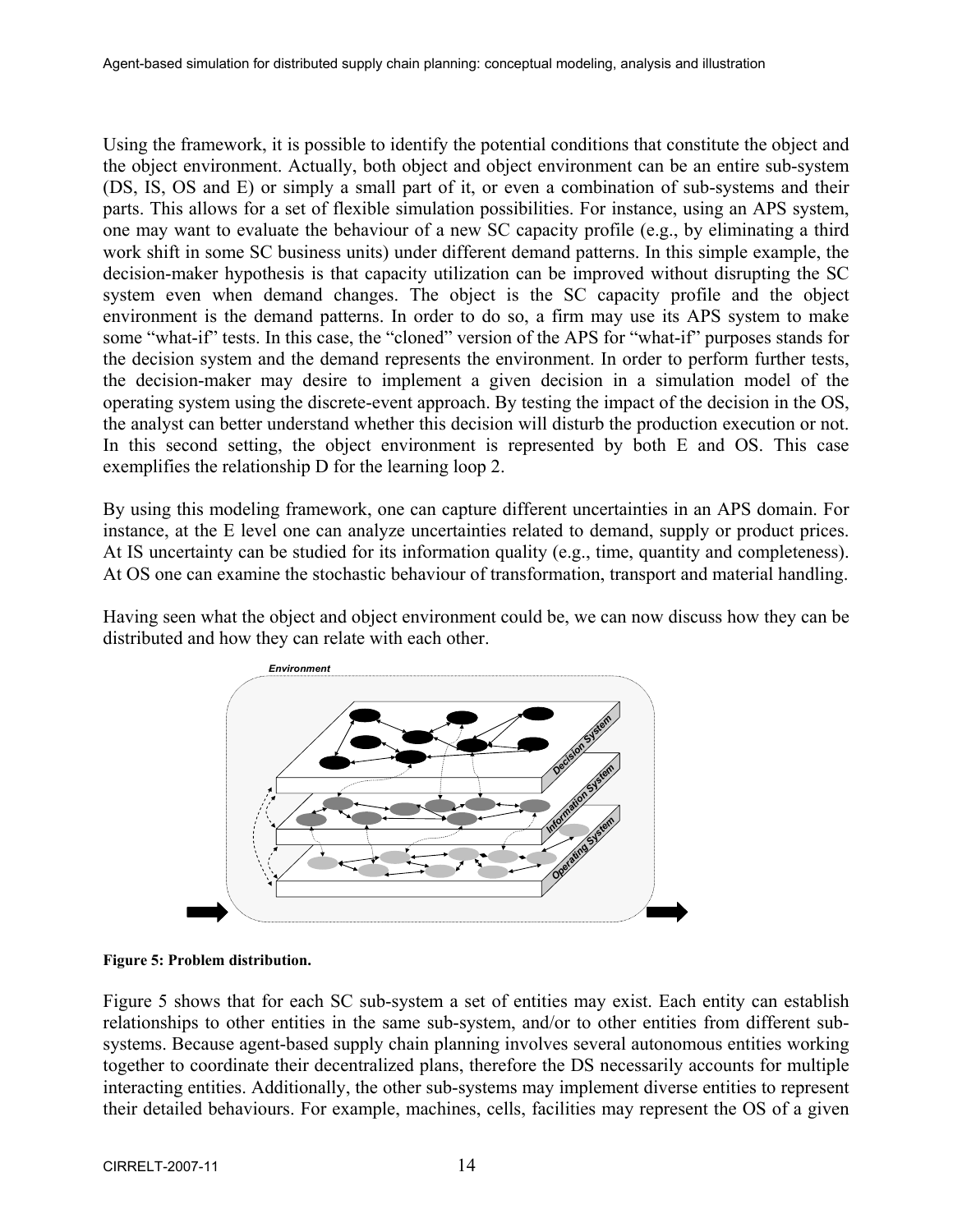Using the framework, it is possible to identify the potential conditions that constitute the object and the object environment. Actually, both object and object environment can be an entire sub-system (DS, IS, OS and E) or simply a small part of it, or even a combination of sub-systems and their parts. This allows for a set of flexible simulation possibilities. For instance, using an APS system, one may want to evaluate the behaviour of a new SC capacity profile (e.g., by eliminating a third work shift in some SC business units) under different demand patterns. In this simple example, the decision-maker hypothesis is that capacity utilization can be improved without disrupting the SC system even when demand changes. The object is the SC capacity profile and the object environment is the demand patterns. In order to do so, a firm may use its APS system to make some "what-if" tests. In this case, the "cloned" version of the APS for "what-if" purposes stands for the decision system and the demand represents the environment. In order to perform further tests, the decision-maker may desire to implement a given decision in a simulation model of the operating system using the discrete-event approach. By testing the impact of the decision in the OS, the analyst can better understand whether this decision will disturb the production execution or not. In this second setting, the object environment is represented by both E and OS. This case exemplifies the relationship D for the learning loop 2.

By using this modeling framework, one can capture different uncertainties in an APS domain. For instance, at the E level one can analyze uncertainties related to demand, supply or product prices. At IS uncertainty can be studied for its information quality (e.g., time, quantity and completeness). At OS one can examine the stochastic behaviour of transformation, transport and material handling.

Having seen what the object and object environment could be, we can now discuss how they can be distributed and how they can relate with each other.

**Figure 5: Problem distribution.**

Figure 5 shows that for each SC sub-system a set of entities may exist. Each entity can establish relationships to other entities in the same sub-system, and/or to other entities from different sub-systems. Because agent-based supply chain planning involves several autonomous entities working together to coordinate their decentralized plans, therefore the DS necessarily accounts for multiple interacting entities. Additionally, the other sub-systems may implement diverse entities to represent their detailed behaviours. For example, machines, cells, facilities may represent the OS of a given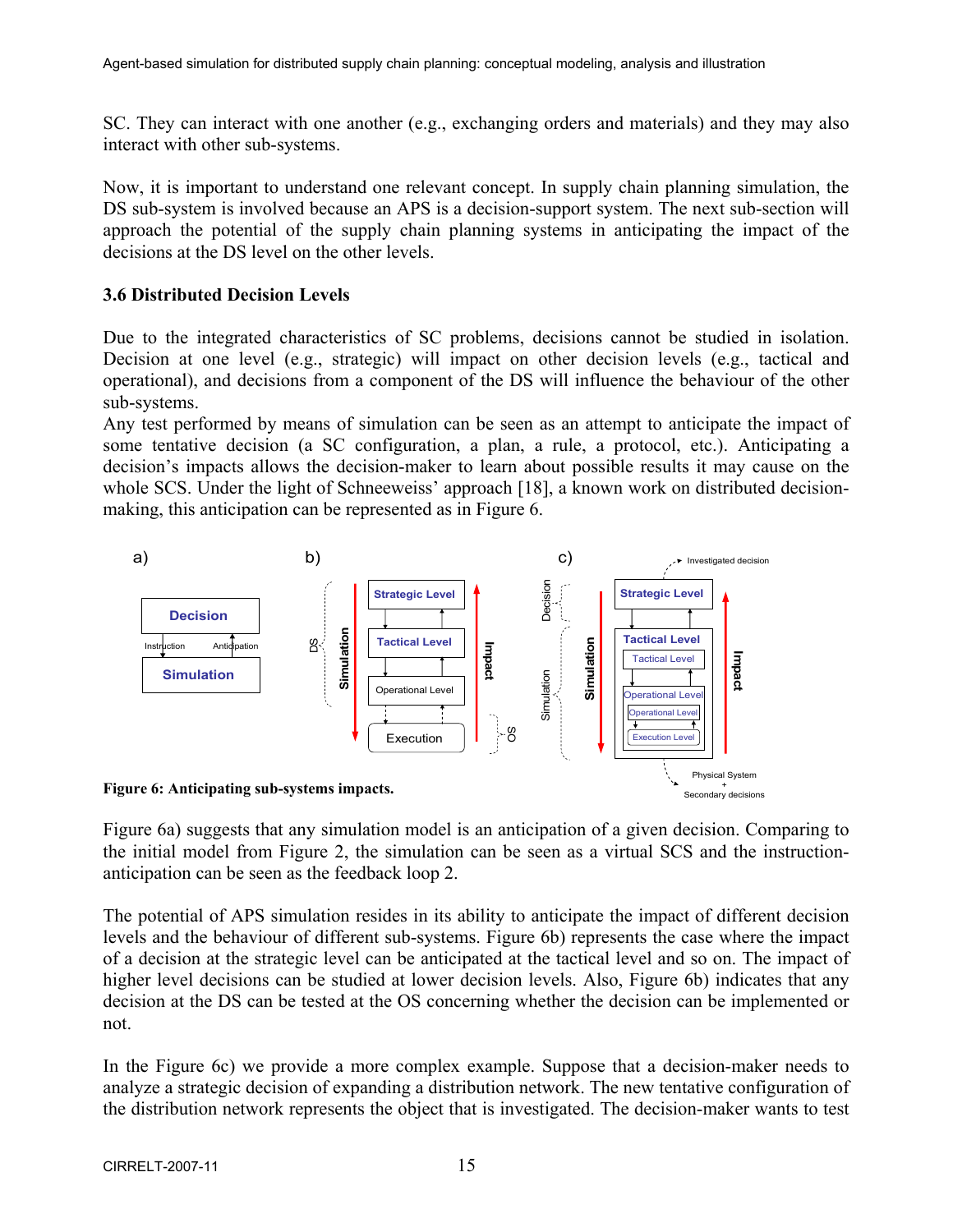SC. They can interact with one another (e.g., exchanging orders and materials) and they may also interact with other sub-systems.

Now, it is important to understand one relevant concept. In supply chain planning simulation, the DS sub-system is involved because an APS is a decision-support system. The next sub-section will approach the potential of the supply chain planning systems in anticipating the impact of the decisions at the DS level on the other levels.

### 3.6 Distributed Decision Levels

Due to the integrated characteristics of SC problems, decisions cannot be studied in isolation. Decision at one level (e.g., strategic) will impact on other decision levels (e.g., tactical and operational), and decisions from a component of the DS will influence the behaviour of the other sub-systems.
Any test performed by means of simulation can be seen as an attempt to anticipate the impact of some tentative decision (a SC configuration, a plan, a rule, a protocol, etc.). Anticipating a decision's impacts allows the decision-maker to learn about possible results it may cause on the whole SCS. Under the light of Schneeweiss' approach [18], a known work on distributed decision-making, this anticipation can be represented as in Figure 6.

**Figure 6: Anticipating sub-systems impacts.**

Figure 6a) suggests that any simulation model is an anticipation of a given decision. Comparing to the initial model from Figure 2, the simulation can be seen as a virtual SCS and the instruction-anticipation can be seen as the feedback loop 2.

The potential of APS simulation resides in its ability to anticipate the impact of different decision levels and the behaviour of different sub-systems. Figure 6b) represents the case where the impact of a decision at the strategic level can be anticipated at the tactical level and so on. The impact of higher level decisions can be studied at lower decision levels. Also, Figure 6b) indicates that any decision at the DS can be tested at the OS concerning whether the decision can be implemented or not.

In the Figure 6c) we provide a more complex example. Suppose that a decision-maker needs to analyze a strategic decision of expanding a distribution network. The new tentative configuration of the distribution network represents the object that is investigated. The decision-maker wants to test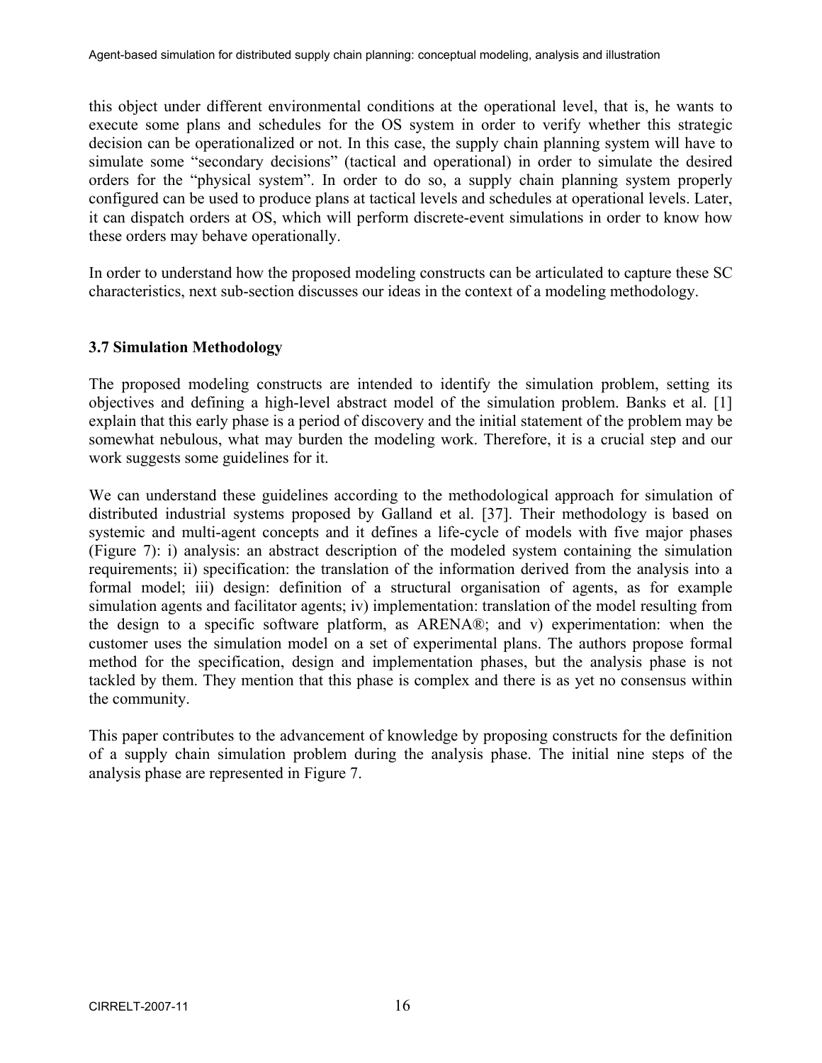this object under different environmental conditions at the operational level, that is, he wants to execute some plans and schedules for the OS system in order to verify whether this strategic decision can be operationalized or not. In this case, the supply chain planning system will have to simulate some "secondary decisions" (tactical and operational) in order to simulate the desired orders for the "physical system". In order to do so, a supply chain planning system properly configured can be used to produce plans at tactical levels and schedules at operational levels. Later, it can dispatch orders at OS, which will perform discrete-event simulations in order to know how these orders may behave operationally.

In order to understand how the proposed modeling constructs can be articulated to capture these SC characteristics, next sub-section discusses our ideas in the context of a modeling methodology.

### 3.7 Simulation Methodology

The proposed modeling constructs are intended to identify the simulation problem, setting its objectives and defining a high-level abstract model of the simulation problem. Banks et al. [1] explain that this early phase is a period of discovery and the initial statement of the problem may be somewhat nebulous, what may burden the modeling work. Therefore, it is a crucial step and our work suggests some guidelines for it.

We can understand these guidelines according to the methodological approach for simulation of distributed industrial systems proposed by Galland et al. [37]. Their methodology is based on systemic and multi-agent concepts and it defines a life-cycle of models with five major phases (Figure 7): i) analysis: an abstract description of the modeled system containing the simulation requirements; ii) specification: the translation of the information derived from the analysis into a formal model; iii) design: definition of a structural organisation of agents, as for example simulation agents and facilitator agents; iv) implementation: translation of the model resulting from the design to a specific software platform, as ARENA®; and v) experimentation: when the customer uses the simulation model on a set of experimental plans. The authors propose formal method for the specification, design and implementation phases, but the analysis phase is not tackled by them. They mention that this phase is complex and there is as yet no consensus within the community.

This paper contributes to the advancement of knowledge by proposing constructs for the definition of a supply chain simulation problem during the analysis phase. The initial nine steps of the analysis phase are represented in Figure 7.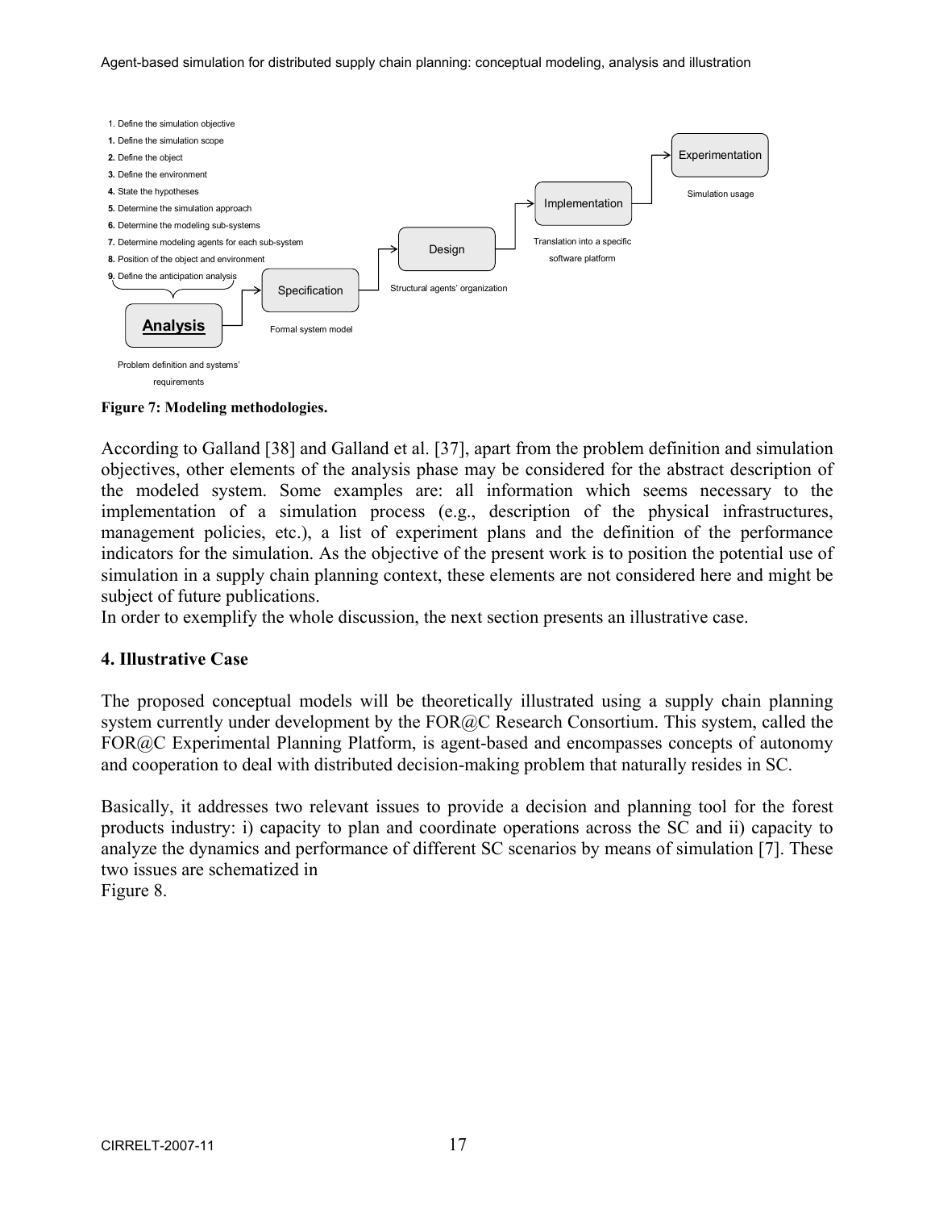1. Define the simulation objective
**1.** Define the simulation scope
**2.** Define the object
**3.** Define the environment
**4.** State the hypotheses
**5.** Determine the simulation approach
**6.** Determine the modeling sub-systems
**7.** Determine modeling agents for each sub-system
**8.** Position of the object and environment
**9.** Define the anticipation analysis

**Analysis** — Problem definition and systems' requirements → Specification — Formal system model → Design — Structural agents' organization → Implementation — Translation into a specific software platform → Experimentation — Simulation usage

**Figure 7: Modeling methodologies.**

According to Galland [38] and Galland et al. [37], apart from the problem definition and simulation objectives, other elements of the analysis phase may be considered for the abstract description of the modeled system. Some examples are: all information which seems necessary to the implementation of a simulation process (e.g., description of the physical infrastructures, management policies, etc.), a list of experiment plans and the definition of the performance indicators for the simulation. As the objective of the present work is to position the potential use of simulation in a supply chain planning context, these elements are not considered here and might be subject of future publications.
In order to exemplify the whole discussion, the next section presents an illustrative case.

## 4. Illustrative Case

The proposed conceptual models will be theoretically illustrated using a supply chain planning system currently under development by the FOR@C Research Consortium. This system, called the FOR@C Experimental Planning Platform, is agent-based and encompasses concepts of autonomy and cooperation to deal with distributed decision-making problem that naturally resides in SC.

Basically, it addresses two relevant issues to provide a decision and planning tool for the forest products industry: i) capacity to plan and coordinate operations across the SC and ii) capacity to analyze the dynamics and performance of different SC scenarios by means of simulation [7]. These two issues are schematized in
Figure 8.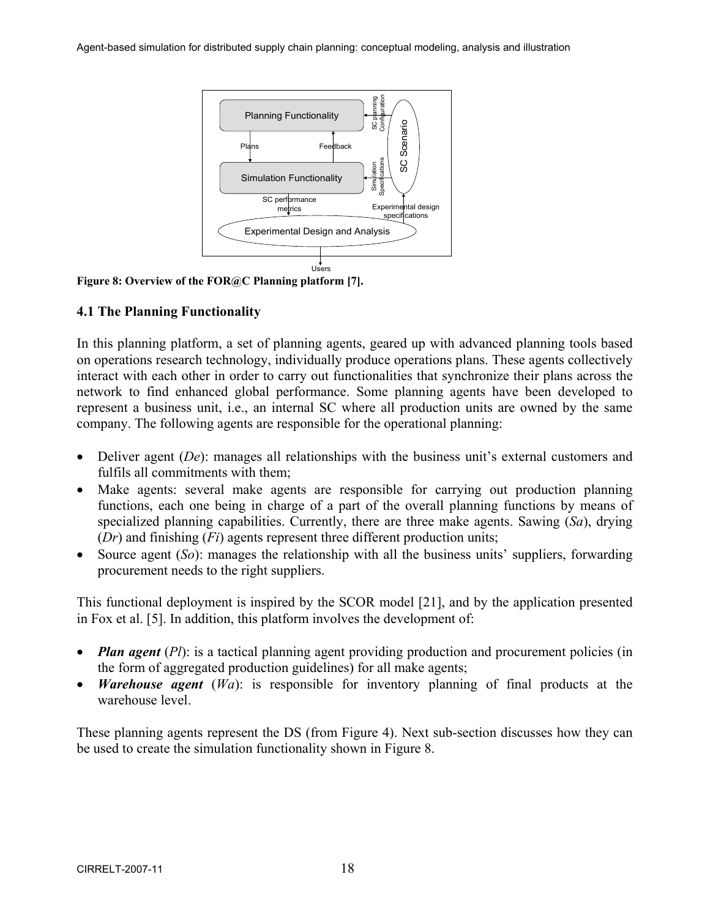Figure 8: Overview of the FOR@C Planning platform [7].

## 4.1 The Planning Functionality

In this planning platform, a set of planning agents, geared up with advanced planning tools based on operations research technology, individually produce operations plans. These agents collectively interact with each other in order to carry out functionalities that synchronize their plans across the network to find enhanced global performance. Some planning agents have been developed to represent a business unit, i.e., an internal SC where all production units are owned by the same company. The following agents are responsible for the operational planning:

- Deliver agent (*De*): manages all relationships with the business unit's external customers and fulfils all commitments with them;
- Make agents: several make agents are responsible for carrying out production planning functions, each one being in charge of a part of the overall planning functions by means of specialized planning capabilities. Currently, there are three make agents. Sawing (*Sa*), drying (*Dr*) and finishing (*Fi*) agents represent three different production units;
- Source agent (*So*): manages the relationship with all the business units' suppliers, forwarding procurement needs to the right suppliers.

This functional deployment is inspired by the SCOR model [21], and by the application presented in Fox et al. [5]. In addition, this platform involves the development of:

- ***Plan agent*** (*Pl*): is a tactical planning agent providing production and procurement policies (in the form of aggregated production guidelines) for all make agents;
- ***Warehouse agent*** (*Wa*): is responsible for inventory planning of final products at the warehouse level.

These planning agents represent the DS (from Figure 4). Next sub-section discusses how they can be used to create the simulation functionality shown in Figure 8.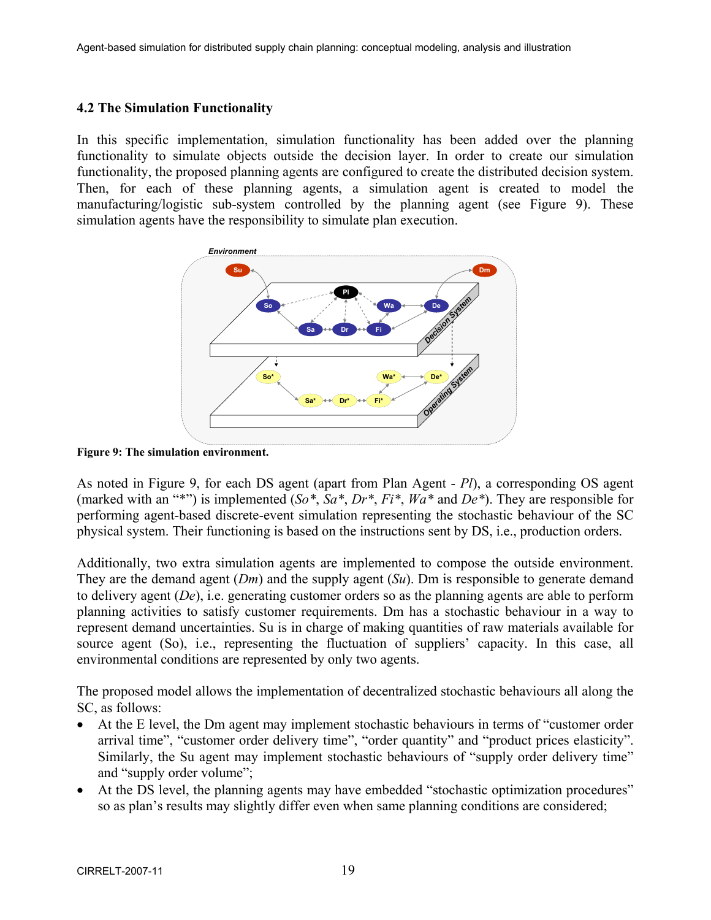### 4.2 The Simulation Functionality

In this specific implementation, simulation functionality has been added over the planning functionality to simulate objects outside the decision layer. In order to create our simulation functionality, the proposed planning agents are configured to create the distributed decision system. Then, for each of these planning agents, a simulation agent is created to model the manufacturing/logistic sub-system controlled by the planning agent (see Figure 9). These simulation agents have the responsibility to simulate plan execution.

**Figure 9: The simulation environment.**

As noted in Figure 9, for each DS agent (apart from Plan Agent - *Pl*), a corresponding OS agent (marked with an "*") is implemented (*So**, *Sa**, *Dr**, *Fi**, *Wa** and *De**). They are responsible for performing agent-based discrete-event simulation representing the stochastic behaviour of the SC physical system. Their functioning is based on the instructions sent by DS, i.e., production orders.

Additionally, two extra simulation agents are implemented to compose the outside environment. They are the demand agent (*Dm*) and the supply agent (*Su*). Dm is responsible to generate demand to delivery agent (*De*), i.e. generating customer orders so as the planning agents are able to perform planning activities to satisfy customer requirements. Dm has a stochastic behaviour in a way to represent demand uncertainties. Su is in charge of making quantities of raw materials available for source agent (So), i.e., representing the fluctuation of suppliers' capacity. In this case, all environmental conditions are represented by only two agents.

The proposed model allows the implementation of decentralized stochastic behaviours all along the SC, as follows:

- At the E level, the Dm agent may implement stochastic behaviours in terms of "customer order arrival time", "customer order delivery time", "order quantity" and "product prices elasticity". Similarly, the Su agent may implement stochastic behaviours of "supply order delivery time" and "supply order volume";
- At the DS level, the planning agents may have embedded "stochastic optimization procedures" so as plan's results may slightly differ even when same planning conditions are considered;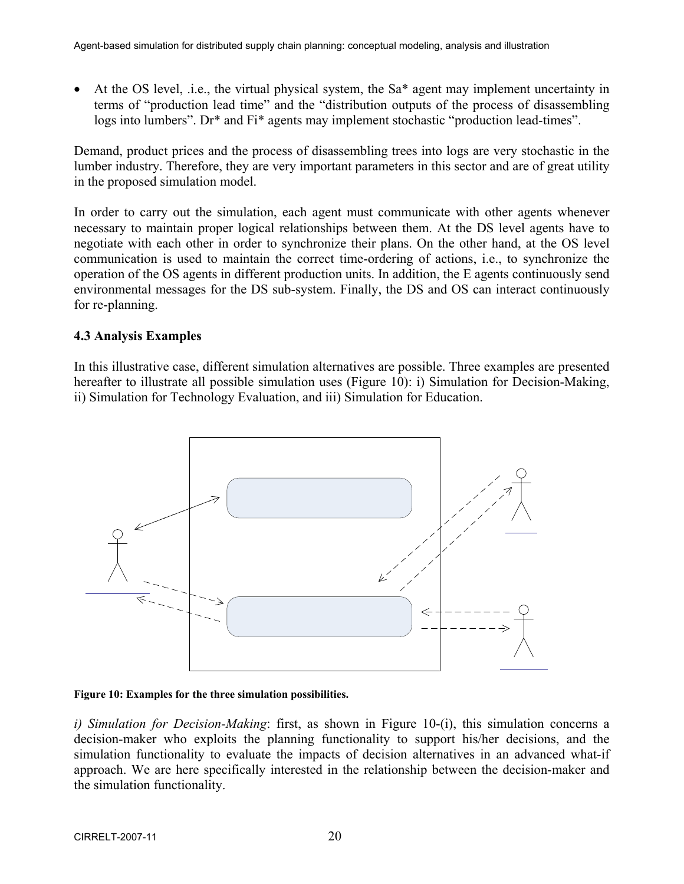- At the OS level, .i.e., the virtual physical system, the Sa* agent may implement uncertainty in terms of "production lead time" and the "distribution outputs of the process of disassembling logs into lumbers". Dr* and Fi* agents may implement stochastic "production lead-times".

Demand, product prices and the process of disassembling trees into logs are very stochastic in the lumber industry. Therefore, they are very important parameters in this sector and are of great utility in the proposed simulation model.

In order to carry out the simulation, each agent must communicate with other agents whenever necessary to maintain proper logical relationships between them. At the DS level agents have to negotiate with each other in order to synchronize their plans. On the other hand, at the OS level communication is used to maintain the correct time-ordering of actions, i.e., to synchronize the operation of the OS agents in different production units. In addition, the E agents continuously send environmental messages for the DS sub-system. Finally, the DS and OS can interact continuously for re-planning.

### 4.3 Analysis Examples

In this illustrative case, different simulation alternatives are possible. Three examples are presented hereafter to illustrate all possible simulation uses (Figure 10): i) Simulation for Decision-Making, ii) Simulation for Technology Evaluation, and iii) Simulation for Education.

**Figure 10: Examples for the three simulation possibilities.**

*i) Simulation for Decision-Making*: first, as shown in Figure 10-(i), this simulation concerns a decision-maker who exploits the planning functionality to support his/her decisions, and the simulation functionality to evaluate the impacts of decision alternatives in an advanced what-if approach. We are here specifically interested in the relationship between the decision-maker and the simulation functionality.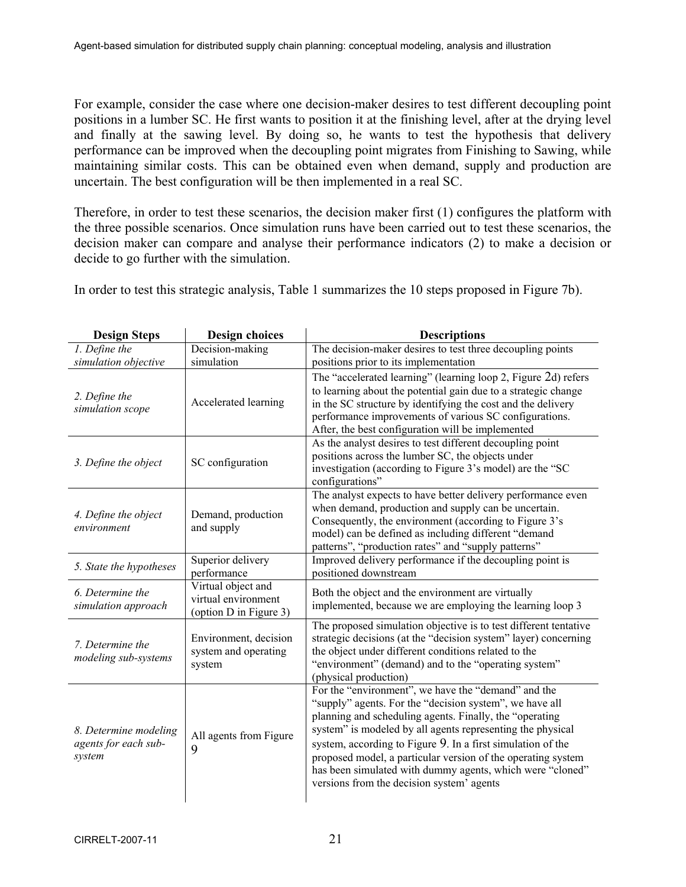For example, consider the case where one decision-maker desires to test different decoupling point positions in a lumber SC. He first wants to position it at the finishing level, after at the drying level and finally at the sawing level. By doing so, he wants to test the hypothesis that delivery performance can be improved when the decoupling point migrates from Finishing to Sawing, while maintaining similar costs. This can be obtained even when demand, supply and production are uncertain. The best configuration will be then implemented in a real SC.

Therefore, in order to test these scenarios, the decision maker first (1) configures the platform with the three possible scenarios. Once simulation runs have been carried out to test these scenarios, the decision maker can compare and analyse their performance indicators (2) to make a decision or decide to go further with the simulation.

In order to test this strategic analysis, Table 1 summarizes the 10 steps proposed in Figure 7b).

| Design Steps | Design choices | Descriptions |
|---|---|---|
| *1. Define the simulation objective* | Decision-making simulation | The decision-maker desires to test three decoupling points positions prior to its implementation |
| *2. Define the simulation scope* | Accelerated learning | The "accelerated learning" (learning loop 2, Figure 2d) refers to learning about the potential gain due to a strategic change in the SC structure by identifying the cost and the delivery performance improvements of various SC configurations. After, the best configuration will be implemented |
| *3. Define the object* | SC configuration | As the analyst desires to test different decoupling point positions across the lumber SC, the objects under investigation (according to Figure 3's model) are the "SC configurations" |
| *4. Define the object environment* | Demand, production and supply | The analyst expects to have better delivery performance even when demand, production and supply can be uncertain. Consequently, the environment (according to Figure 3's model) can be defined as including different "demand patterns", "production rates" and "supply patterns" |
| *5. State the hypotheses* | Superior delivery performance | Improved delivery performance if the decoupling point is positioned downstream |
| *6. Determine the simulation approach* | Virtual object and virtual environment (option D in Figure 3) | Both the object and the environment are virtually implemented, because we are employing the learning loop 3 |
| *7. Determine the modeling sub-systems* | Environment, decision system and operating system | The proposed simulation objective is to test different tentative strategic decisions (at the "decision system" layer) concerning the object under different conditions related to the "environment" (demand) and to the "operating system" (physical production) |
| *8. Determine modeling agents for each sub-system* | All agents from Figure 9 | For the "environment", we have the "demand" and the "supply" agents. For the "decision system", we have all planning and scheduling agents. Finally, the "operating system" is modeled by all agents representing the physical system, according to Figure 9. In a first simulation of the proposed model, a particular version of the operating system has been simulated with dummy agents, which were "cloned" versions from the decision system' agents |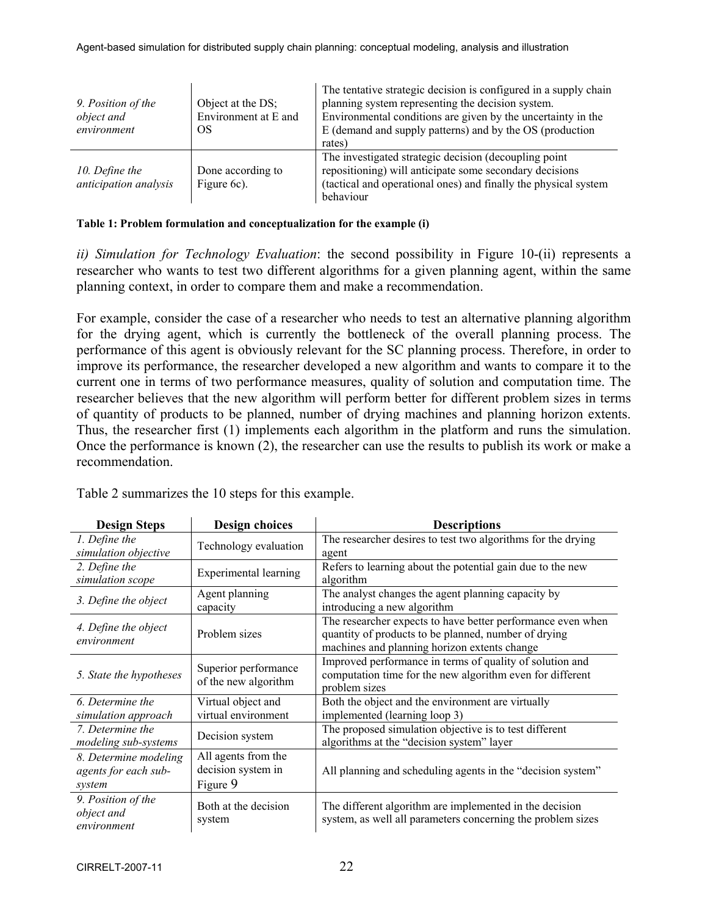| | | |
|---|---|---|
| *9. Position of the object and environment* | Object at the DS; Environment at E and OS | The tentative strategic decision is configured in a supply chain planning system representing the decision system. Environmental conditions are given by the uncertainty in the E (demand and supply patterns) and by the OS (production rates) |
| *10. Define the anticipation analysis* | Done according to Figure 6c). | The investigated strategic decision (decoupling point repositioning) will anticipate some secondary decisions (tactical and operational ones) and finally the physical system behaviour |

**Table 1: Problem formulation and conceptualization for the example (i)**

*ii) Simulation for Technology Evaluation*: the second possibility in Figure 10-(ii) represents a researcher who wants to test two different algorithms for a given planning agent, within the same planning context, in order to compare them and make a recommendation.

For example, consider the case of a researcher who needs to test an alternative planning algorithm for the drying agent, which is currently the bottleneck of the overall planning process. The performance of this agent is obviously relevant for the SC planning process. Therefore, in order to improve its performance, the researcher developed a new algorithm and wants to compare it to the current one in terms of two performance measures, quality of solution and computation time. The researcher believes that the new algorithm will perform better for different problem sizes in terms of quantity of products to be planned, number of drying machines and planning horizon extents. Thus, the researcher first (1) implements each algorithm in the platform and runs the simulation. Once the performance is known (2), the researcher can use the results to publish its work or make a recommendation.

Table 2 summarizes the 10 steps for this example.

| Design Steps | Design choices | Descriptions |
|---|---|---|
| *1. Define the simulation objective* | Technology evaluation | The researcher desires to test two algorithms for the drying agent |
| *2. Define the simulation scope* | Experimental learning | Refers to learning about the potential gain due to the new algorithm |
| *3. Define the object* | Agent planning capacity | The analyst changes the agent planning capacity by introducing a new algorithm |
| *4. Define the object environment* | Problem sizes | The researcher expects to have better performance even when quantity of products to be planned, number of drying machines and planning horizon extents change |
| *5. State the hypotheses* | Superior performance of the new algorithm | Improved performance in terms of quality of solution and computation time for the new algorithm even for different problem sizes |
| *6. Determine the simulation approach* | Virtual object and virtual environment | Both the object and the environment are virtually implemented (learning loop 3) |
| *7. Determine the modeling sub-systems* | Decision system | The proposed simulation objective is to test different algorithms at the "decision system" layer |
| *8. Determine modeling agents for each sub-system* | All agents from the decision system in Figure 9 | All planning and scheduling agents in the "decision system" |
| *9. Position of the object and environment* | Both at the decision system | The different algorithm are implemented in the decision system, as well all parameters concerning the problem sizes |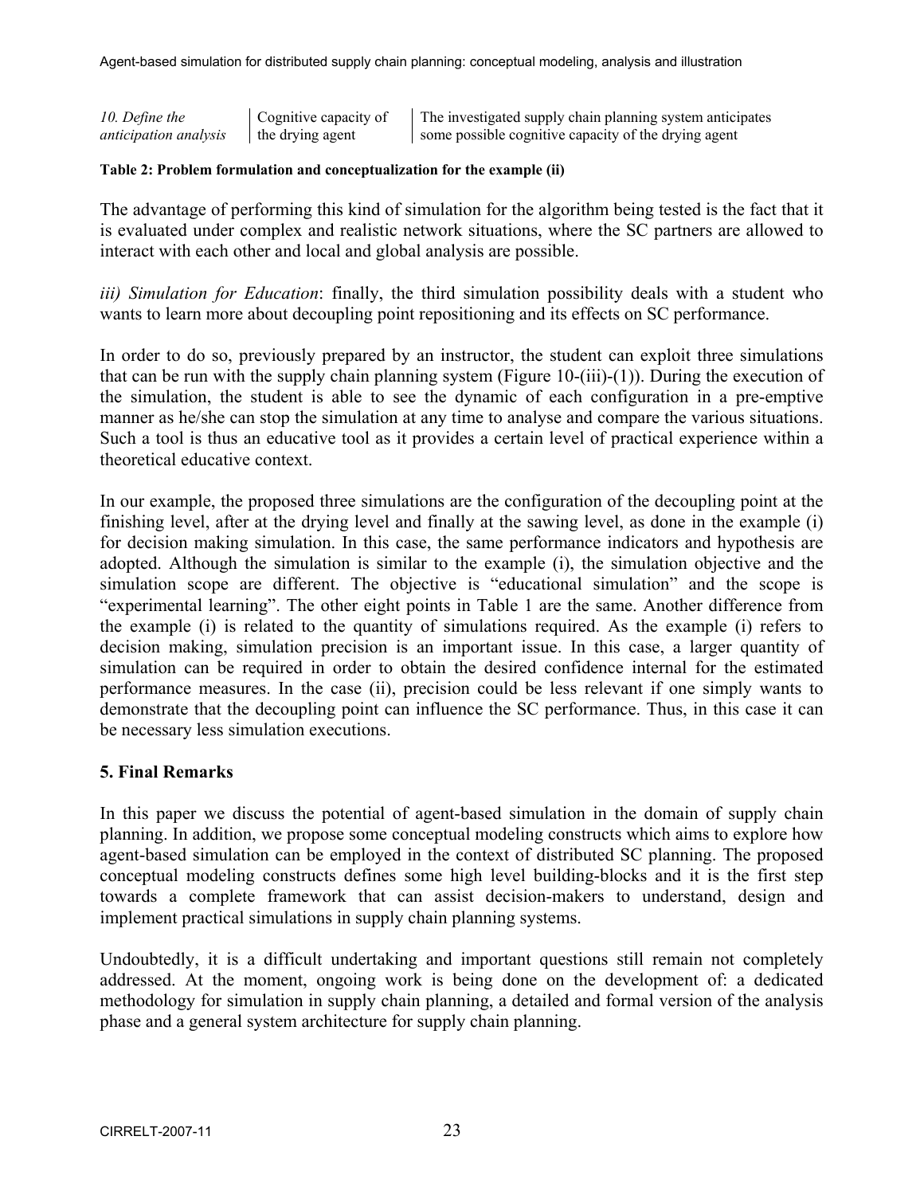| | | |
|---|---|---|
| *10. Define the anticipation analysis* | Cognitive capacity of the drying agent | The investigated supply chain planning system anticipates some possible cognitive capacity of the drying agent |

**Table 2: Problem formulation and conceptualization for the example (ii)**

The advantage of performing this kind of simulation for the algorithm being tested is the fact that it is evaluated under complex and realistic network situations, where the SC partners are allowed to interact with each other and local and global analysis are possible.

*iii) Simulation for Education*: finally, the third simulation possibility deals with a student who wants to learn more about decoupling point repositioning and its effects on SC performance.

In order to do so, previously prepared by an instructor, the student can exploit three simulations that can be run with the supply chain planning system (Figure 10-(iii)-(1)). During the execution of the simulation, the student is able to see the dynamic of each configuration in a pre-emptive manner as he/she can stop the simulation at any time to analyse and compare the various situations. Such a tool is thus an educative tool as it provides a certain level of practical experience within a theoretical educative context.

In our example, the proposed three simulations are the configuration of the decoupling point at the finishing level, after at the drying level and finally at the sawing level, as done in the example (i) for decision making simulation. In this case, the same performance indicators and hypothesis are adopted. Although the simulation is similar to the example (i), the simulation objective and the simulation scope are different. The objective is "educational simulation" and the scope is "experimental learning". The other eight points in Table 1 are the same. Another difference from the example (i) is related to the quantity of simulations required. As the example (i) refers to decision making, simulation precision is an important issue. In this case, a larger quantity of simulation can be required in order to obtain the desired confidence internal for the estimated performance measures. In the case (ii), precision could be less relevant if one simply wants to demonstrate that the decoupling point can influence the SC performance. Thus, in this case it can be necessary less simulation executions.

## 5. Final Remarks

In this paper we discuss the potential of agent-based simulation in the domain of supply chain planning. In addition, we propose some conceptual modeling constructs which aims to explore how agent-based simulation can be employed in the context of distributed SC planning. The proposed conceptual modeling constructs defines some high level building-blocks and it is the first step towards a complete framework that can assist decision-makers to understand, design and implement practical simulations in supply chain planning systems.

Undoubtedly, it is a difficult undertaking and important questions still remain not completely addressed. At the moment, ongoing work is being done on the development of: a dedicated methodology for simulation in supply chain planning, a detailed and formal version of the analysis phase and a general system architecture for supply chain planning.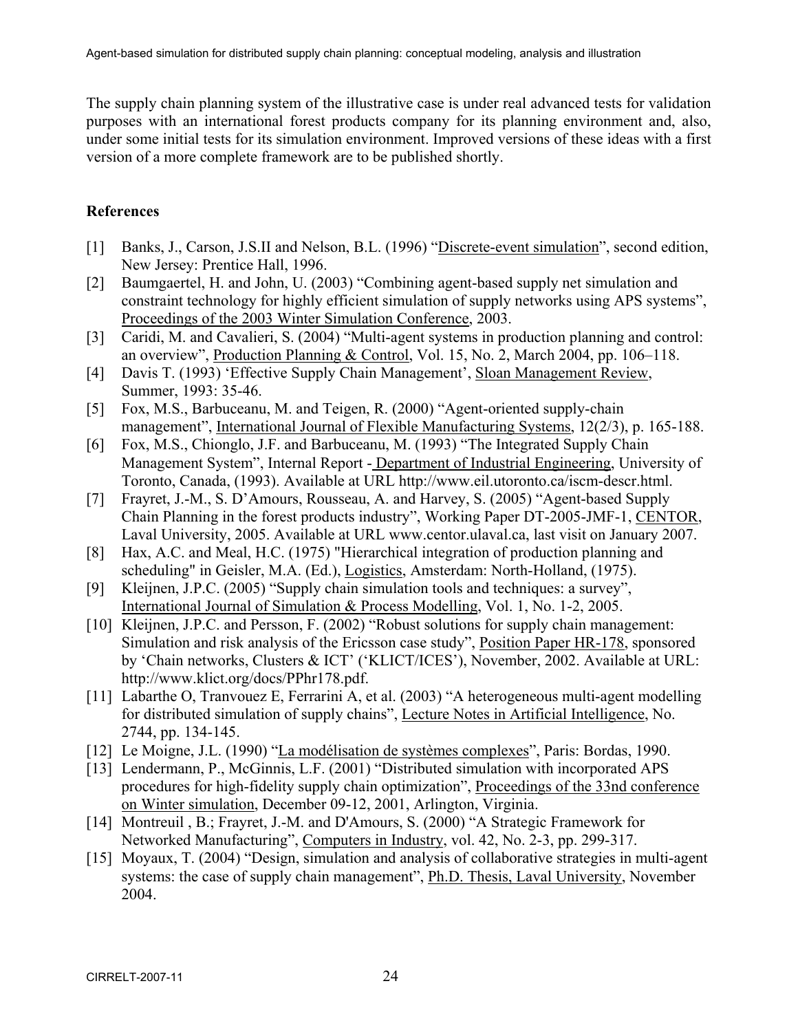The supply chain planning system of the illustrative case is under real advanced tests for validation purposes with an international forest products company for its planning environment and, also, under some initial tests for its simulation environment. Improved versions of these ideas with a first version of a more complete framework are to be published shortly.

## References

[1] Banks, J., Carson, J.S.II and Nelson, B.L. (1996) "Discrete-event simulation", second edition, New Jersey: Prentice Hall, 1996.

[2] Baumgaertel, H. and John, U. (2003) "Combining agent-based supply net simulation and constraint technology for highly efficient simulation of supply networks using APS systems", Proceedings of the 2003 Winter Simulation Conference, 2003.

[3] Caridi, M. and Cavalieri, S. (2004) "Multi-agent systems in production planning and control: an overview", Production Planning & Control, Vol. 15, No. 2, March 2004, pp. 106–118.

[4] Davis T. (1993) 'Effective Supply Chain Management', Sloan Management Review, Summer, 1993: 35-46.

[5] Fox, M.S., Barbuceanu, M. and Teigen, R. (2000) "Agent-oriented supply-chain management", International Journal of Flexible Manufacturing Systems, 12(2/3), p. 165-188.

[6] Fox, M.S., Chionglo, J.F. and Barbuceanu, M. (1993) "The Integrated Supply Chain Management System", Internal Report - Department of Industrial Engineering, University of Toronto, Canada, (1993). Available at URL http://www.eil.utoronto.ca/iscm-descr.html.

[7] Frayret, J.-M., S. D'Amours, Rousseau, A. and Harvey, S. (2005) "Agent-based Supply Chain Planning in the forest products industry", Working Paper DT-2005-JMF-1, CENTOR, Laval University, 2005. Available at URL www.centor.ulaval.ca, last visit on January 2007.

[8] Hax, A.C. and Meal, H.C. (1975) "Hierarchical integration of production planning and scheduling" in Geisler, M.A. (Ed.), Logistics, Amsterdam: North-Holland, (1975).

[9] Kleijnen, J.P.C. (2005) "Supply chain simulation tools and techniques: a survey", International Journal of Simulation & Process Modelling, Vol. 1, No. 1-2, 2005.

[10] Kleijnen, J.P.C. and Persson, F. (2002) "Robust solutions for supply chain management: Simulation and risk analysis of the Ericsson case study", Position Paper HR-178, sponsored by 'Chain networks, Clusters & ICT' ('KLICT/ICES'), November, 2002. Available at URL: http://www.klict.org/docs/PPhr178.pdf.

[11] Labarthe O, Tranvouez E, Ferrarini A, et al. (2003) "A heterogeneous multi-agent modelling for distributed simulation of supply chains", Lecture Notes in Artificial Intelligence, No. 2744, pp. 134-145.

[12] Le Moigne, J.L. (1990) "La modélisation de systèmes complexes", Paris: Bordas, 1990.

[13] Lendermann, P., McGinnis, L.F. (2001) "Distributed simulation with incorporated APS procedures for high-fidelity supply chain optimization", Proceedings of the 33nd conference on Winter simulation, December 09-12, 2001, Arlington, Virginia.

[14] Montreuil , B.; Frayret, J.-M. and D'Amours, S. (2000) "A Strategic Framework for Networked Manufacturing", Computers in Industry, vol. 42, No. 2-3, pp. 299-317.

[15] Moyaux, T. (2004) "Design, simulation and analysis of collaborative strategies in multi-agent systems: the case of supply chain management", Ph.D. Thesis, Laval University, November 2004.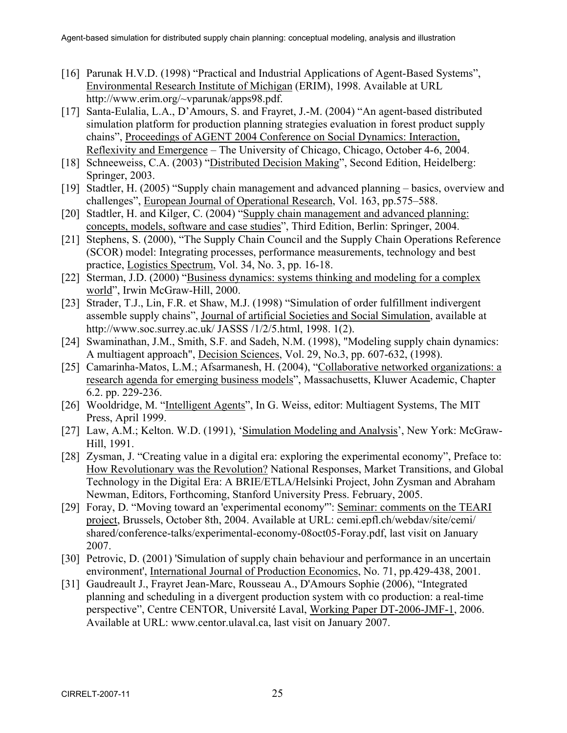[16] Parunak H.V.D. (1998) "Practical and Industrial Applications of Agent-Based Systems", Environmental Research Institute of Michigan (ERIM), 1998. Available at URL http://www.erim.org/~vparunak/apps98.pdf.

[17] Santa-Eulalia, L.A., D'Amours, S. and Frayret, J.-M. (2004) "An agent-based distributed simulation platform for production planning strategies evaluation in forest product supply chains", Proceedings of AGENT 2004 Conference on Social Dynamics: Interaction, Reflexivity and Emergence – The University of Chicago, Chicago, October 4-6, 2004.

[18] Schneeweiss, C.A. (2003) "Distributed Decision Making", Second Edition, Heidelberg: Springer, 2003.

[19] Stadtler, H. (2005) "Supply chain management and advanced planning – basics, overview and challenges", European Journal of Operational Research, Vol. 163, pp.575–588.

[20] Stadtler, H. and Kilger, C. (2004) "Supply chain management and advanced planning: concepts, models, software and case studies", Third Edition, Berlin: Springer, 2004.

[21] Stephens, S. (2000), "The Supply Chain Council and the Supply Chain Operations Reference (SCOR) model: Integrating processes, performance measurements, technology and best practice, Logistics Spectrum, Vol. 34, No. 3, pp. 16-18.

[22] Sterman, J.D. (2000) "Business dynamics: systems thinking and modeling for a complex world", Irwin McGraw-Hill, 2000.

[23] Strader, T.J., Lin, F.R. et Shaw, M.J. (1998) "Simulation of order fulfillment indivergent assemble supply chains", Journal of artificial Societies and Social Simulation, available at http://www.soc.surrey.ac.uk/ JASSS /1/2/5.html, 1998. 1(2).

[24] Swaminathan, J.M., Smith, S.F. and Sadeh, N.M. (1998), "Modeling supply chain dynamics: A multiagent approach", Decision Sciences, Vol. 29, No.3, pp. 607-632, (1998).

[25] Camarinha-Matos, L.M.; Afsarmanesh, H. (2004), "Collaborative networked organizations: a research agenda for emerging business models", Massachusetts, Kluwer Academic, Chapter 6.2. pp. 229-236.

[26] Wooldridge, M. "Intelligent Agents", In G. Weiss, editor: Multiagent Systems, The MIT Press, April 1999.

[27] Law, A.M.; Kelton. W.D. (1991), 'Simulation Modeling and Analysis', New York: McGraw-Hill, 1991.

[28] Zysman, J. "Creating value in a digital era: exploring the experimental economy", Preface to: How Revolutionary was the Revolution? National Responses, Market Transitions, and Global Technology in the Digital Era: A BRIE/ETLA/Helsinki Project, John Zysman and Abraham Newman, Editors, Forthcoming, Stanford University Press. February, 2005.

[29] Foray, D. "Moving toward an 'experimental economy'": Seminar: comments on the TEARI project, Brussels, October 8th, 2004. Available at URL: cemi.epfl.ch/webdav/site/cemi/shared/conference-talks/experimental-economy-08oct05-Foray.pdf, last visit on January 2007.

[30] Petrovic, D. (2001) 'Simulation of supply chain behaviour and performance in an uncertain environment', International Journal of Production Economics, No. 71, pp.429-438, 2001.

[31] Gaudreault J., Frayret Jean-Marc, Rousseau A., D'Amours Sophie (2006), "Integrated planning and scheduling in a divergent production system with co production: a real-time perspective", Centre CENTOR, Université Laval, Working Paper DT-2006-JMF-1, 2006. Available at URL: www.centor.ulaval.ca, last visit on January 2007.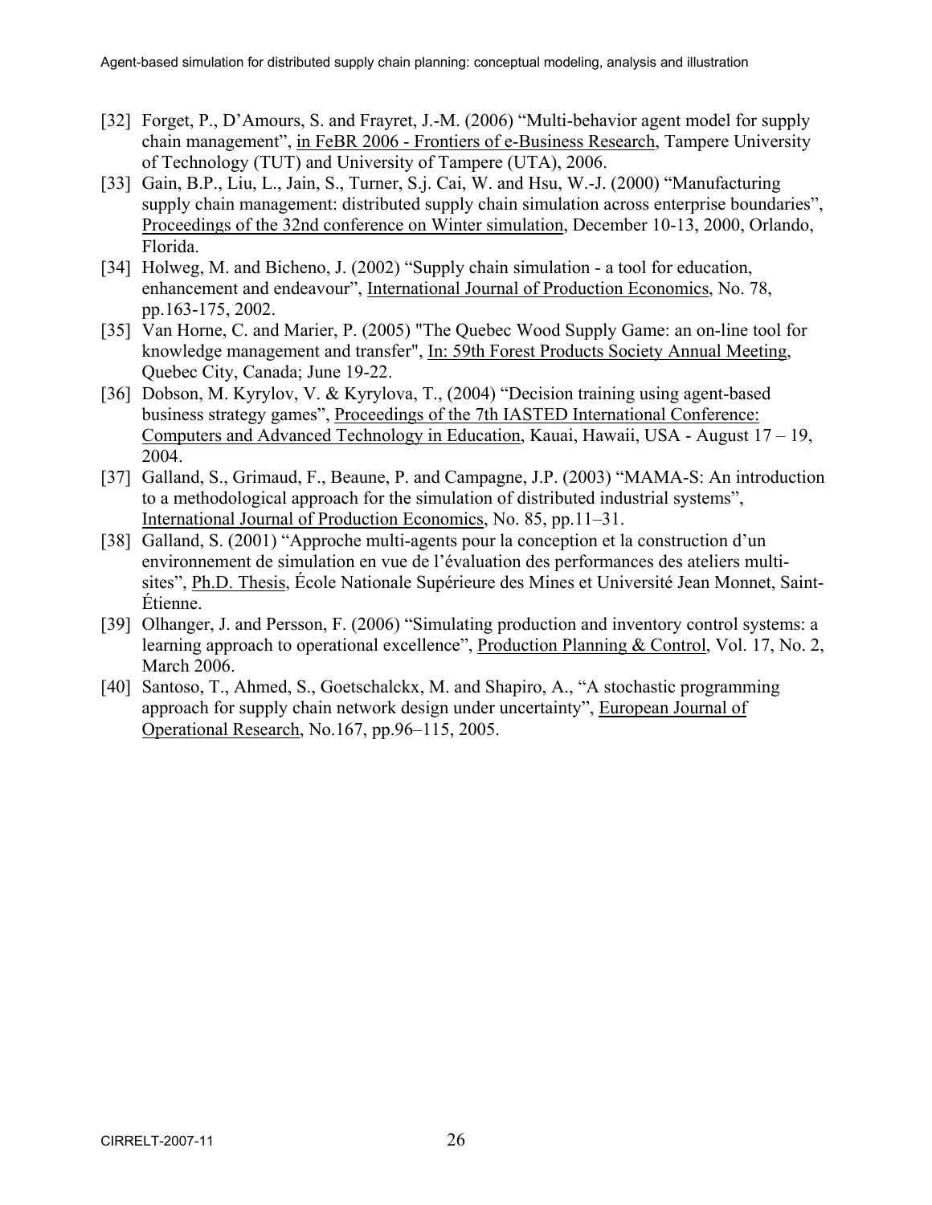[32] Forget, P., D'Amours, S. and Frayret, J.-M. (2006) "Multi-behavior agent model for supply chain management", in FeBR 2006 - Frontiers of e-Business Research, Tampere University of Technology (TUT) and University of Tampere (UTA), 2006.

[33] Gain, B.P., Liu, L., Jain, S., Turner, S.j. Cai, W. and Hsu, W.-J. (2000) "Manufacturing supply chain management: distributed supply chain simulation across enterprise boundaries", Proceedings of the 32nd conference on Winter simulation, December 10-13, 2000, Orlando, Florida.

[34] Holweg, M. and Bicheno, J. (2002) "Supply chain simulation - a tool for education, enhancement and endeavour", International Journal of Production Economics, No. 78, pp.163-175, 2002.

[35] Van Horne, C. and Marier, P. (2005) "The Quebec Wood Supply Game: an on-line tool for knowledge management and transfer", In: 59th Forest Products Society Annual Meeting, Quebec City, Canada; June 19-22.

[36] Dobson, M. Kyrylov, V. & Kyrylova, T., (2004) "Decision training using agent-based business strategy games", Proceedings of the 7th IASTED International Conference: Computers and Advanced Technology in Education, Kauai, Hawaii, USA - August 17 – 19, 2004.

[37] Galland, S., Grimaud, F., Beaune, P. and Campagne, J.P. (2003) "MAMA-S: An introduction to a methodological approach for the simulation of distributed industrial systems", International Journal of Production Economics, No. 85, pp.11–31.

[38] Galland, S. (2001) "Approche multi-agents pour la conception et la construction d'un environnement de simulation en vue de l'évaluation des performances des ateliers multi-sites", Ph.D. Thesis, École Nationale Supérieure des Mines et Université Jean Monnet, Saint-Étienne.

[39] Olhanger, J. and Persson, F. (2006) "Simulating production and inventory control systems: a learning approach to operational excellence", Production Planning & Control, Vol. 17, No. 2, March 2006.

[40] Santoso, T., Ahmed, S., Goetschalckx, M. and Shapiro, A., "A stochastic programming approach for supply chain network design under uncertainty", European Journal of Operational Research, No.167, pp.96–115, 2005.